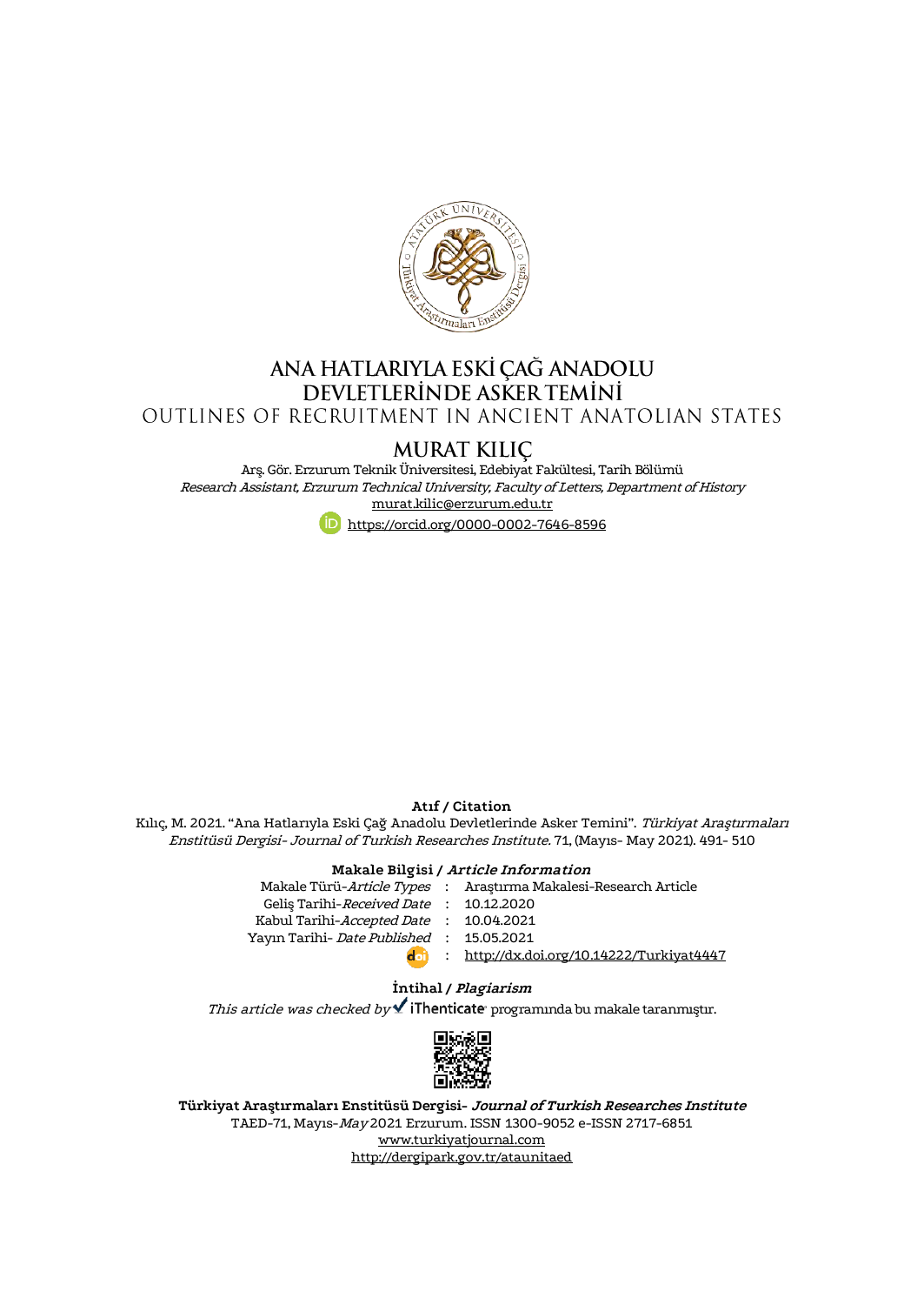# ANA HATLARIYLA ESKİ ÇAĞ ANADOLU DEVLETLERİNDE ASKER TEMİNİ

## OUTLINES OF RECRUITMENT IN ANCIENT ANATOLIAN STATES

## MURAT KILIÇ

Arş. Gör. Erzurum Teknik Üniversitesi, Edebiyat Fakültesi, Tarih Bölümü
*Research Assistant, Erzurum Technical University, Faculty of Letters, Department of History*
murat.kilic@erzurum.edu.tr
https://orcid.org/0000-0002-7646-8596

**Atıf / Citation**

Kılıç, M. 2021. "Ana Hatlarıyla Eski Çağ Anadolu Devletlerinde Asker Temini". *Türkiyat Araştırmaları Enstitüsü Dergisi- Journal of Turkish Researches Institute.* 71, (Mayıs- May 2021). 491- 510

**Makale Bilgisi / *Article Information***

| | | |
|---|---|---|
| Makale Türü-*Article Types* | : | Araştırma Makalesi-Research Article |
| Geliş Tarihi-*Received Date* | : | 10.12.2020 |
| Kabul Tarihi-*Accepted Date* | : | 10.04.2021 |
| Yayın Tarihi- *Date Published* | : | 15.05.2021 |
| doi | : | http://dx.doi.org/10.14222/Turkiyat4447 |

**İntihal / *Plagiarism***

*This article was checked by* iThenticate programında bu makale taranmıştır.

**Türkiyat Araştırmaları Enstitüsü Dergisi- *Journal of Turkish Researches Institute***
TAED-71, Mayıs-*May* 2021 Erzurum. ISSN 1300-9052 e-ISSN 2717-6851
www.turkiyatjournal.com
http://dergipark.gov.tr/ataunitaed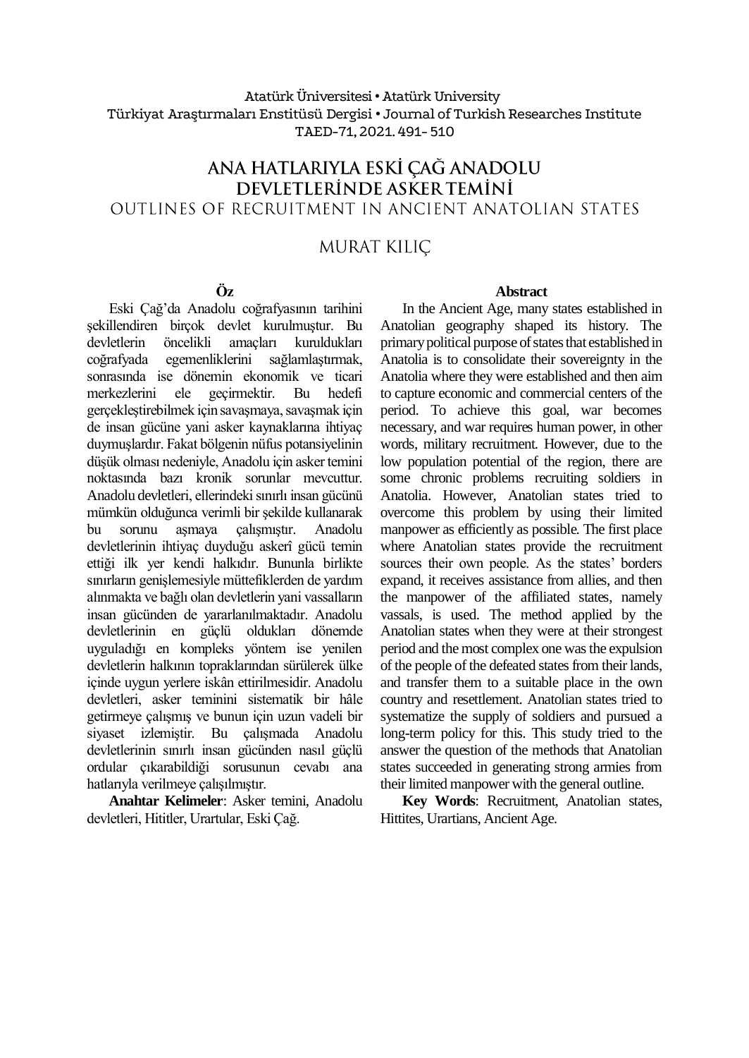Atatürk Üniversitesi • Atatürk University
Türkiyat Araştırmaları Enstitüsü Dergisi • Journal of Turkish Researches Institute
TAED-71, 2021. 491- 510

# ANA HATLARIYLA ESKİ ÇAĞ ANADOLU DEVLETLERİNDE ASKER TEMİNİ

## OUTLINES OF RECRUITMENT IN ANCIENT ANATOLIAN STATES

MURAT KILIÇ

### Öz

Eski Çağ'da Anadolu coğrafyasının tarihini şekillendiren birçok devlet kurulmuştur. Bu devletlerin öncelikli amaçları kuruldukları coğrafyada egemenliklerini sağlamlaştırmak, sonrasında ise dönemin ekonomik ve ticari merkezlerini ele geçirmektir. Bu hedefi gerçekleştirebilmek için savaşmaya, savaşmak için de insan gücüne yani asker kaynaklarına ihtiyaç duymuşlardır. Fakat bölgenin nüfus potansiyelinin düşük olması nedeniyle, Anadolu için asker temini noktasında bazı kronik sorunlar mevcuttur. Anadolu devletleri, ellerindeki sınırlı insan gücünü mümkün olduğunca verimli bir şekilde kullanarak bu sorunu aşmaya çalışmıştır. Anadolu devletlerinin ihtiyaç duyduğu askerî gücü temin ettiği ilk yer kendi halkıdır. Bununla birlikte sınırların genişlemesiyle müttefiklerden de yardım alınmakta ve bağlı olan devletlerin yani vassalların insan gücünden de yararlanılmaktadır. Anadolu devletlerinin en güçlü oldukları dönemde uyguladığı en kompleks yöntem ise yenilen devletlerin halkının topraklarından sürülerek ülke içinde uygun yerlere iskân ettirilmesidir. Anadolu devletleri, asker teminini sistematik bir hâle getirmeye çalışmış ve bunun için uzun vadeli bir siyaset izlemiştir. Bu çalışmada Anadolu devletlerinin sınırlı insan gücünden nasıl güçlü ordular çıkarabildiği sorusunun cevabı ana hatlarıyla verilmeye çalışılmıştır.

**Anahtar Kelimeler**: Asker temini, Anadolu devletleri, Hititler, Urartular, Eski Çağ.

### Abstract

In the Ancient Age, many states established in Anatolian geography shaped its history. The primary political purpose of states that established in Anatolia is to consolidate their sovereignty in the Anatolia where they were established and then aim to capture economic and commercial centers of the period. To achieve this goal, war becomes necessary, and war requires human power, in other words, military recruitment. However, due to the low population potential of the region, there are some chronic problems recruiting soldiers in Anatolia. However, Anatolian states tried to overcome this problem by using their limited manpower as efficiently as possible. The first place where Anatolian states provide the recruitment sources their own people. As the states' borders expand, it receives assistance from allies, and then the manpower of the affiliated states, namely vassals, is used. The method applied by the Anatolian states when they were at their strongest period and the most complex one was the expulsion of the people of the defeated states from their lands, and transfer them to a suitable place in the own country and resettlement. Anatolian states tried to systematize the supply of soldiers and pursued a long-term policy for this. This study tried to the answer the question of the methods that Anatolian states succeeded in generating strong armies from their limited manpower with the general outline.

**Key Words**: Recruitment, Anatolian states, Hittites, Urartians, Ancient Age.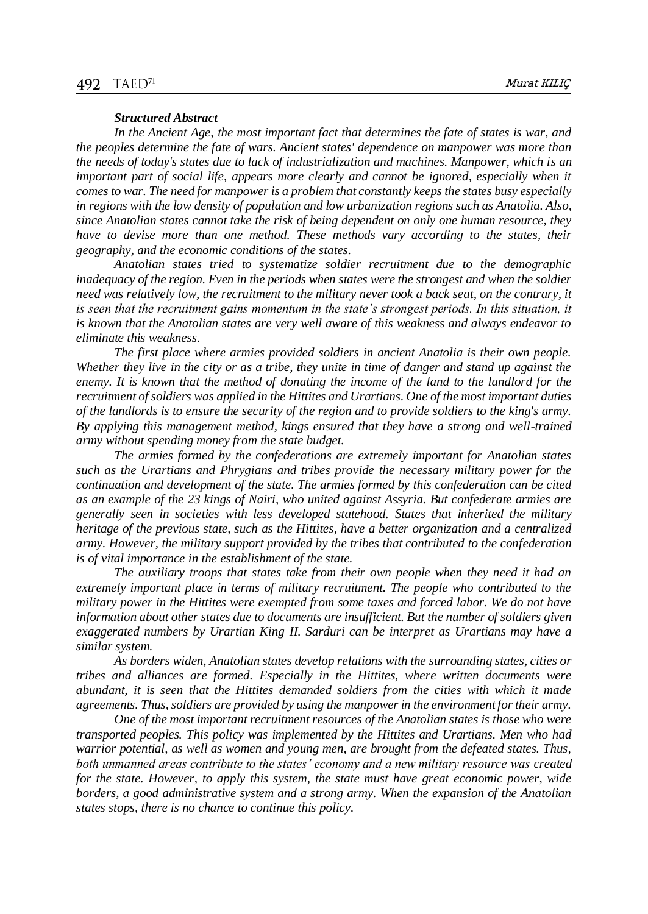### *Structured Abstract*

*In the Ancient Age, the most important fact that determines the fate of states is war, and the peoples determine the fate of wars. Ancient states' dependence on manpower was more than the needs of today's states due to lack of industrialization and machines. Manpower, which is an important part of social life, appears more clearly and cannot be ignored, especially when it comes to war. The need for manpower is a problem that constantly keeps the states busy especially in regions with the low density of population and low urbanization regions such as Anatolia. Also, since Anatolian states cannot take the risk of being dependent on only one human resource, they have to devise more than one method. These methods vary according to the states, their geography, and the economic conditions of the states.*

*Anatolian states tried to systematize soldier recruitment due to the demographic inadequacy of the region. Even in the periods when states were the strongest and when the soldier need was relatively low, the recruitment to the military never took a back seat, on the contrary, it is seen that the recruitment gains momentum in the state's strongest periods. In this situation, it is known that the Anatolian states are very well aware of this weakness and always endeavor to eliminate this weakness.*

*The first place where armies provided soldiers in ancient Anatolia is their own people. Whether they live in the city or as a tribe, they unite in time of danger and stand up against the enemy. It is known that the method of donating the income of the land to the landlord for the recruitment of soldiers was applied in the Hittites and Urartians. One of the most important duties of the landlords is to ensure the security of the region and to provide soldiers to the king's army. By applying this management method, kings ensured that they have a strong and well-trained army without spending money from the state budget.*

*The armies formed by the confederations are extremely important for Anatolian states such as the Urartians and Phrygians and tribes provide the necessary military power for the continuation and development of the state. The armies formed by this confederation can be cited as an example of the 23 kings of Nairi, who united against Assyria. But confederate armies are generally seen in societies with less developed statehood. States that inherited the military heritage of the previous state, such as the Hittites, have a better organization and a centralized army. However, the military support provided by the tribes that contributed to the confederation is of vital importance in the establishment of the state.*

*The auxiliary troops that states take from their own people when they need it had an extremely important place in terms of military recruitment. The people who contributed to the military power in the Hittites were exempted from some taxes and forced labor. We do not have information about other states due to documents are insufficient. But the number of soldiers given exaggerated numbers by Urartian King II. Sarduri can be interpret as Urartians may have a similar system.*

*As borders widen, Anatolian states develop relations with the surrounding states, cities or tribes and alliances are formed. Especially in the Hittites, where written documents were abundant, it is seen that the Hittites demanded soldiers from the cities with which it made agreements. Thus, soldiers are provided by using the manpower in the environment for their army.*

*One of the most important recruitment resources of the Anatolian states is those who were transported peoples. This policy was implemented by the Hittites and Urartians. Men who had warrior potential, as well as women and young men, are brought from the defeated states. Thus, both unmanned areas contribute to the states' economy and a new military resource was created for the state. However, to apply this system, the state must have great economic power, wide borders, a good administrative system and a strong army. When the expansion of the Anatolian states stops, there is no chance to continue this policy.*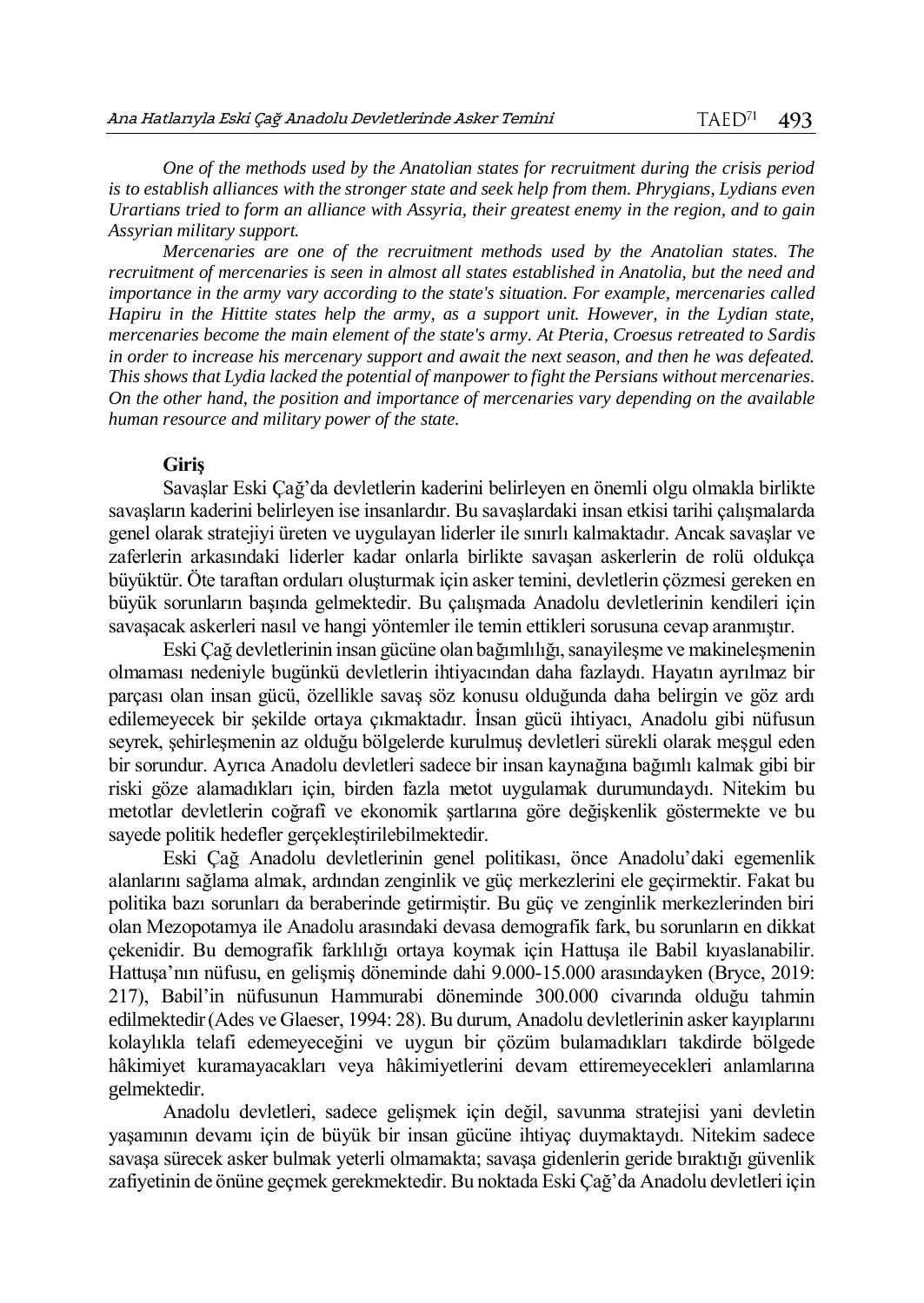*One of the methods used by the Anatolian states for recruitment during the crisis period is to establish alliances with the stronger state and seek help from them. Phrygians, Lydians even Urartians tried to form an alliance with Assyria, their greatest enemy in the region, and to gain Assyrian military support.*

*Mercenaries are one of the recruitment methods used by the Anatolian states. The recruitment of mercenaries is seen in almost all states established in Anatolia, but the need and importance in the army vary according to the state's situation. For example, mercenaries called Hapiru in the Hittite states help the army, as a support unit. However, in the Lydian state, mercenaries become the main element of the state's army. At Pteria, Croesus retreated to Sardis in order to increase his mercenary support and await the next season, and then he was defeated. This shows that Lydia lacked the potential of manpower to fight the Persians without mercenaries. On the other hand, the position and importance of mercenaries vary depending on the available human resource and military power of the state.*

## Giriş

Savaşlar Eski Çağ'da devletlerin kaderini belirleyen en önemli olgu olmakla birlikte savaşların kaderini belirleyen ise insanlardır. Bu savaşlardaki insan etkisi tarihi çalışmalarda genel olarak stratejiyi üreten ve uygulayan liderler ile sınırlı kalmaktadır. Ancak savaşlar ve zaferlerin arkasındaki liderler kadar onlarla birlikte savaşan askerlerin de rolü oldukça büyüktür. Öte taraftan orduları oluşturmak için asker temini, devletlerin çözmesi gereken en büyük sorunların başında gelmektedir. Bu çalışmada Anadolu devletlerinin kendileri için savaşacak askerleri nasıl ve hangi yöntemler ile temin ettikleri sorusuna cevap aranmıştır.

Eski Çağ devletlerinin insan gücüne olan bağımlılığı, sanayileşme ve makineleşmenin olmaması nedeniyle bugünkü devletlerin ihtiyacından daha fazlaydı. Hayatın ayrılmaz bir parçası olan insan gücü, özellikle savaş söz konusu olduğunda daha belirgin ve göz ardı edilemeyecek bir şekilde ortaya çıkmaktadır. İnsan gücü ihtiyacı, Anadolu gibi nüfusun seyrek, şehirleşmenin az olduğu bölgelerde kurulmuş devletleri sürekli olarak meşgul eden bir sorundur. Ayrıca Anadolu devletleri sadece bir insan kaynağına bağımlı kalmak gibi bir riski göze alamadıkları için, birden fazla metot uygulamak durumundaydı. Nitekim bu metotlar devletlerin coğrafi ve ekonomik şartlarına göre değişkenlik göstermekte ve bu sayede politik hedefler gerçekleştirilebilmektedir.

Eski Çağ Anadolu devletlerinin genel politikası, önce Anadolu'daki egemenlik alanlarını sağlama almak, ardından zenginlik ve güç merkezlerini ele geçirmektir. Fakat bu politika bazı sorunları da beraberinde getirmiştir. Bu güç ve zenginlik merkezlerinden biri olan Mezopotamya ile Anadolu arasındaki devasa demografik fark, bu sorunların en dikkat çekenidir. Bu demografik farklılığı ortaya koymak için Hattuşa ile Babil kıyaslanabilir. Hattuşa'nın nüfusu, en gelişmiş döneminde dahi 9.000-15.000 arasındayken (Bryce, 2019: 217), Babil'in nüfusunun Hammurabi döneminde 300.000 civarında olduğu tahmin edilmektedir (Ades ve Glaeser, 1994: 28). Bu durum, Anadolu devletlerinin asker kayıplarını kolaylıkla telafi edemeyeceğini ve uygun bir çözüm bulamadıkları takdirde bölgede hâkimiyet kuramayacakları veya hâkimiyetlerini devam ettiremeyecekleri anlamlarına gelmektedir.

Anadolu devletleri, sadece gelişmek için değil, savunma stratejisi yani devletin yaşamının devamı için de büyük bir insan gücüne ihtiyaç duymaktaydı. Nitekim sadece savaşa sürecek asker bulmak yeterli olmamakta; savaşa gidenlerin geride bıraktığı güvenlik zafiyetinin de önüne geçmek gerekmektedir. Bu noktada Eski Çağ'da Anadolu devletleri için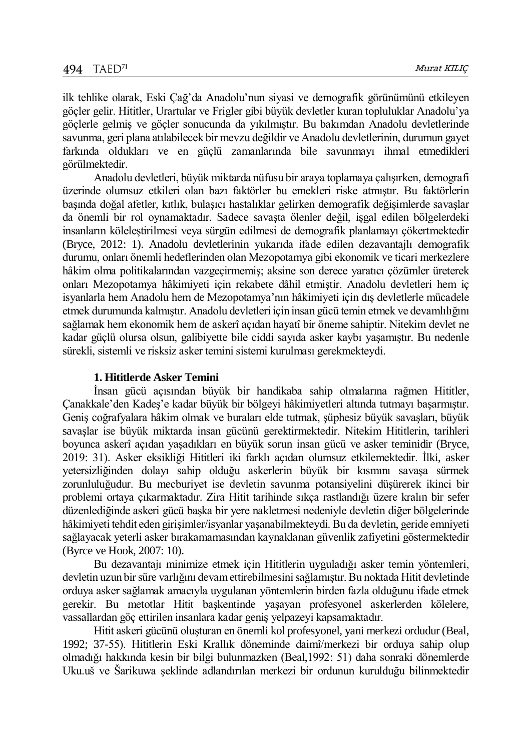ilk tehlike olarak, Eski Çağ'da Anadolu'nun siyasi ve demografik görünümünü etkileyen göçler gelir. Hititler, Urartular ve Frigler gibi büyük devletler kuran topluluklar Anadolu'ya göçlerle gelmiş ve göçler sonucunda da yıkılmıştır. Bu bakımdan Anadolu devletlerinde savunma, geri plana atılabilecek bir mevzu değildir ve Anadolu devletlerinin, durumun gayet farkında oldukları ve en güçlü zamanlarında bile savunmayı ihmal etmedikleri görülmektedir.

Anadolu devletleri, büyük miktarda nüfusu bir araya toplamaya çalışırken, demografi üzerinde olumsuz etkileri olan bazı faktörler bu emekleri riske atmıştır. Bu faktörlerin başında doğal afetler, kıtlık, bulaşıcı hastalıklar gelirken demografik değişimlerde savaşlar da önemli bir rol oynamaktadır. Sadece savaşta ölenler değil, işgal edilen bölgelerdeki insanların köleleştirilmesi veya sürgün edilmesi de demografik planlamayı çökertmektedir (Bryce, 2012: 1). Anadolu devletlerinin yukarıda ifade edilen dezavantajlı demografik durumu, onları önemli hedeflerinden olan Mezopotamya gibi ekonomik ve ticari merkezlere hâkim olma politikalarından vazgeçirmemiş; aksine son derece yaratıcı çözümler üreterek onları Mezopotamya hâkimiyeti için rekabete dâhil etmiştir. Anadolu devletleri hem iç isyanlarla hem Anadolu hem de Mezopotamya'nın hâkimiyeti için dış devletlerle mücadele etmek durumunda kalmıştır. Anadolu devletleri için insan gücü temin etmek ve devamlılığını sağlamak hem ekonomik hem de askerî açıdan hayatî bir öneme sahiptir. Nitekim devlet ne kadar güçlü olursa olsun, galibiyette bile ciddi sayıda asker kaybı yaşamıştır. Bu nedenle sürekli, sistemli ve risksiz asker temini sistemi kurulması gerekmekteydi.

## 1. Hititlerde Asker Temini

İnsan gücü açısından büyük bir handikaba sahip olmalarına rağmen Hititler, Çanakkale'den Kadeş'e kadar büyük bir bölgeyi hâkimiyetleri altında tutmayı başarmıştır. Geniş coğrafyalara hâkim olmak ve buraları elde tutmak, şüphesiz büyük savaşları, büyük savaşlar ise büyük miktarda insan gücünü gerektirmektedir. Nitekim Hititlerin, tarihleri boyunca askerî açıdan yaşadıkları en büyük sorun insan gücü ve asker teminidir (Bryce, 2019: 31). Asker eksikliği Hititleri iki farklı açıdan olumsuz etkilemektedir. İlki, asker yetersizliğinden dolayı sahip olduğu askerlerin büyük bir kısmını savaşa sürmek zorunluluğudur. Bu mecburiyet ise devletin savunma potansiyelini düşürerek ikinci bir problemi ortaya çıkarmaktadır. Zira Hitit tarihinde sıkça rastlandığı üzere kralın bir sefer düzenlediğinde askeri gücü başka bir yere nakletmesi nedeniyle devletin diğer bölgelerinde hâkimiyeti tehdit eden girişimler/isyanlar yaşanabilmekteydi. Bu da devletin, geride emniyeti sağlayacak yeterli asker bırakamamasından kaynaklanan güvenlik zafiyetini göstermektedir (Byrce ve Hook, 2007: 10).

Bu dezavantajı minimize etmek için Hititlerin uyguladığı asker temin yöntemleri, devletin uzun bir süre varlığını devam ettirebilmesini sağlamıştır. Bu noktada Hitit devletinde orduya asker sağlamak amacıyla uygulanan yöntemlerin birden fazla olduğunu ifade etmek gerekir. Bu metotlar Hitit başkentinde yaşayan profesyonel askerlerden kölelere, vassallardan göç ettirilen insanlara kadar geniş yelpazeyi kapsamaktadır.

Hitit askeri gücünü oluşturan en önemli kol profesyonel, yani merkezi ordudur (Beal, 1992; 37-55). Hititlerin Eski Krallık döneminde daimî/merkezi bir orduya sahip olup olmadığı hakkında kesin bir bilgi bulunmazken (Beal,1992: 51) daha sonraki dönemlerde Uku.uš ve Šarikuwa şeklinde adlandırılan merkezi bir ordunun kurulduğu bilinmektedir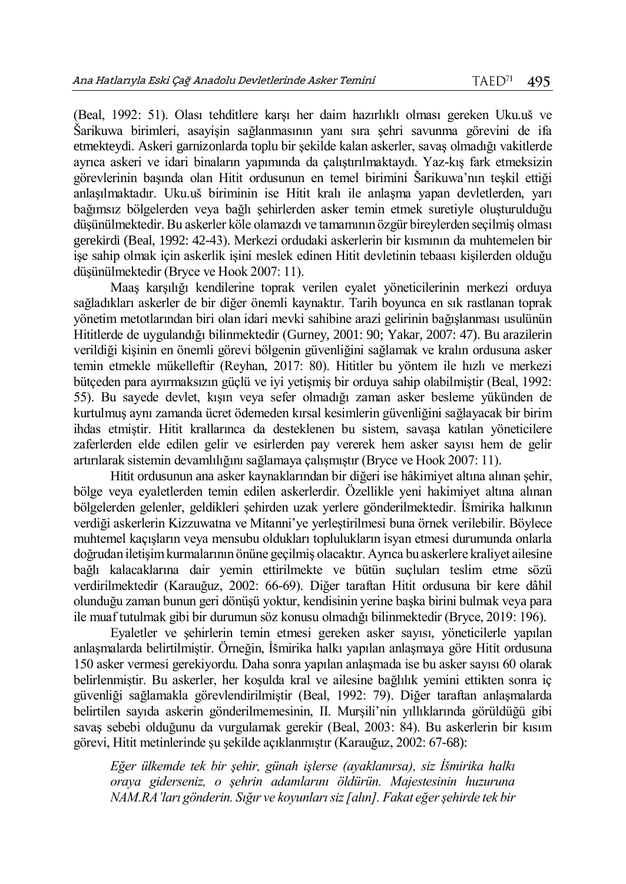(Beal, 1992: 51). Olası tehditlere karşı her daim hazırlıklı olması gereken Uku.uš ve Šarikuwa birimleri, asayişin sağlanmasının yanı sıra şehri savunma görevini de ifa etmekteydi. Askeri garnizonlarda toplu bir şekilde kalan askerler, savaş olmadığı vakitlerde ayrıca askeri ve idari binaların yapımında da çalıştırılmaktaydı. Yaz-kış fark etmeksizin görevlerinin başında olan Hitit ordusunun en temel birimini Šarikuwa'nın teşkil ettiği anlaşılmaktadır. Uku.uš biriminin ise Hitit kralı ile anlaşma yapan devletlerden, yarı bağımsız bölgelerden veya bağlı şehirlerden asker temin etmek suretiyle oluşturulduğu düşünülmektedir. Bu askerler köle olamazdı ve tamamının özgür bireylerden seçilmiş olması gerekirdi (Beal, 1992: 42-43). Merkezi ordudaki askerlerin bir kısmının da muhtemelen bir işe sahip olmak için askerlik işini meslek edinen Hitit devletinin tebaası kişilerden olduğu düşünülmektedir (Bryce ve Hook 2007: 11).

Maaş karşılığı kendilerine toprak verilen eyalet yöneticilerinin merkezi orduya sağladıkları askerler de bir diğer önemli kaynaktır. Tarih boyunca en sık rastlanan toprak yönetim metotlarından biri olan idari mevki sahibine arazi gelirinin bağışlanması usulünün Hititlerde de uygulandığı bilinmektedir (Gurney, 2001: 90; Yakar, 2007: 47). Bu arazilerin verildiği kişinin en önemli görevi bölgenin güvenliğini sağlamak ve kralın ordusuna asker temin etmekle mükelleftir (Reyhan, 2017: 80). Hititler bu yöntem ile hızlı ve merkezi bütçeden para ayırmaksızın güçlü ve iyi yetişmiş bir orduya sahip olabilmiştir (Beal, 1992: 55). Bu sayede devlet, kışın veya sefer olmadığı zaman asker besleme yükünden de kurtulmuş aynı zamanda ücret ödemeden kırsal kesimlerin güvenliğini sağlayacak bir birim ihdas etmiştir. Hitit krallarınca da desteklenen bu sistem, savaşa katılan yöneticilere zaferlerden elde edilen gelir ve esirlerden pay vererek hem asker sayısı hem de gelir artırılarak sistemin devamlılığını sağlamaya çalışmıştır (Bryce ve Hook 2007: 11).

Hitit ordusunun ana asker kaynaklarından bir diğeri ise hâkimiyet altına alınan şehir, bölge veya eyaletlerden temin edilen askerlerdir. Özellikle yeni hakimiyet altına alınan bölgelerden gelenler, geldikleri şehirden uzak yerlere gönderilmektedir. İšmirika halkının verdiği askerlerin Kizzuwatna ve Mitanni'ye yerleştirilmesi buna örnek verilebilir. Böylece muhtemel kaçışların veya mensubu oldukları toplulukların isyan etmesi durumunda onlarla doğrudan iletişim kurmalarının önüne geçilmiş olacaktır. Ayrıca bu askerlere kraliyet ailesine bağlı kalacaklarına dair yemin ettirilmekte ve bütün suçluları teslim etme sözü verdirilmektedir (Karauğuz, 2002: 66-69). Diğer taraftan Hitit ordusuna bir kere dâhil olunduğu zaman bunun geri dönüşü yoktur, kendisinin yerine başka birini bulmak veya para ile muaf tutulmak gibi bir durumun söz konusu olmadığı bilinmektedir (Bryce, 2019: 196).

Eyaletler ve şehirlerin temin etmesi gereken asker sayısı, yöneticilerle yapılan anlaşmalarda belirtilmiştir. Örneğin, İšmirika halkı yapılan anlaşmaya göre Hitit ordusuna 150 asker vermesi gerekiyordu. Daha sonra yapılan anlaşmada ise bu asker sayısı 60 olarak belirlenmiştir. Bu askerler, her koşulda kral ve ailesine bağlılık yemini ettikten sonra iç güvenliği sağlamakla görevlendirilmiştir (Beal, 1992: 79). Diğer taraftan anlaşmalarda belirtilen sayıda askerin gönderilmemesinin, II. Muršili'nin yıllıklarında görüldüğü gibi savaş sebebi olduğunu da vurgulamak gerekir (Beal, 2003: 84). Bu askerlerin bir kısım görevi, Hitit metinlerinde şu şekilde açıklanmıştır (Karauğuz, 2002: 67-68):

> *Eğer ülkemde tek bir şehir, günah işlerse (ayaklanırsa), siz İšmirika halkı oraya giderseniz, o şehrin adamlarını öldürün. Majestesinin huzuruna NAM.RA'ları gönderin. Sığır ve koyunları siz [alın]. Fakat eğer şehirde tek bir*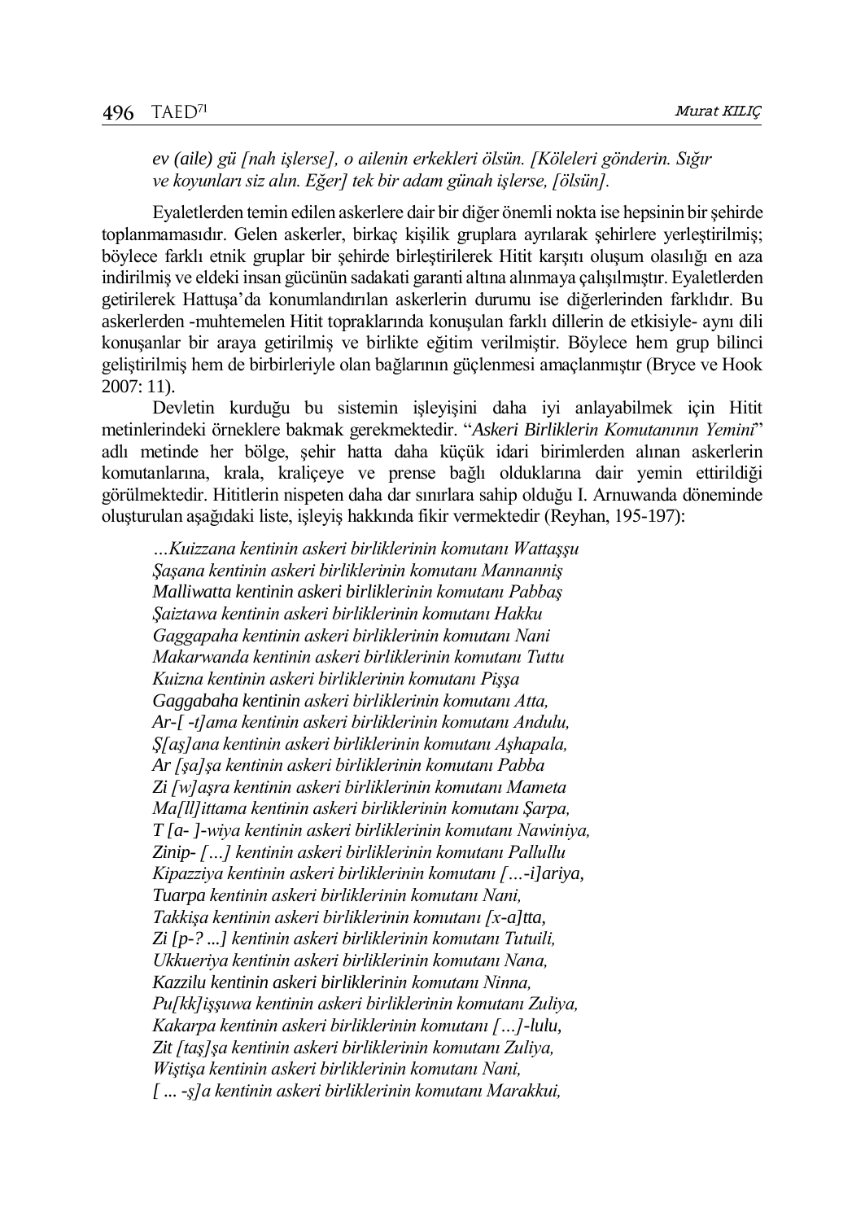*ev (aile) gü [nah işlerse], o ailenin erkekleri ölsün. [Köleleri gönderin. Sığır ve koyunları siz alın. Eğer] tek bir adam günah işlerse, [ölsün].*

Eyaletlerden temin edilen askerlere dair bir diğer önemli nokta ise hepsinin bir şehirde toplanmamasıdır. Gelen askerler, birkaç kişilik gruplara ayrılarak şehirlere yerleştirilmiş; böylece farklı etnik gruplar bir şehirde birleştirilerek Hitit karşıtı oluşum olasılığı en aza indirilmiş ve eldeki insan gücünün sadakati garanti altına alınmaya çalışılmıştır. Eyaletlerden getirilerek Hattuşa'da konumlandırılan askerlerin durumu ise diğerlerinden farklıdır. Bu askerlerden -muhtemelen Hitit topraklarında konuşulan farklı dillerin de etkisiyle- aynı dili konuşanlar bir araya getirilmiş ve birlikte eğitim verilmiştir. Böylece hem grup bilinci geliştirilmiş hem de birbirleriyle olan bağlarının güçlenmesi amaçlanmıştır (Bryce ve Hook 2007: 11).

Devletin kurduğu bu sistemin işleyişini daha iyi anlayabilmek için Hitit metinlerindeki örneklere bakmak gerekmektedir. "*Askeri Birliklerin Komutanının Yemini*" adlı metinde her bölge, şehir hatta daha küçük idari birimlerden alınan askerlerin komutanlarına, krala, kraliçeye ve prense bağlı olduklarına dair yemin ettirildiği görülmektedir. Hititlerin nispeten daha dar sınırlara sahip olduğu I. Arnuwanda döneminde oluşturulan aşağıdaki liste, işleyiş hakkında fikir vermektedir (Reyhan, 195-197):

*…Kuizzana kentinin askeri birliklerinin komutanı Wattaşşu*
*Şaşana kentinin askeri birliklerinin komutanı Mannanniş*
*Malliwatta kentinin askeri birliklerinin komutanı Pabbaş*
*Şaiztawa kentinin askeri birliklerinin komutanı Hakku*
*Gaggapaha kentinin askeri birliklerinin komutanı Nani*
*Makarwanda kentinin askeri birliklerinin komutanı Tuttu*
*Kuizna kentinin askeri birliklerinin komutanı Pişşa*
*Gaggabaha kentinin askeri birliklerinin komutanı Atta,*
*Ar-[ -t]ama kentinin askeri birliklerinin komutanı Andulu,*
*Ş[aş]ana kentinin askeri birliklerinin komutanı Aşhapala,*
*Ar [şa]şa kentinin askeri birliklerinin komutanı Pabba*
*Zi [w]aşra kentinin askeri birliklerinin komutanı Mameta*
*Ma[ll]ittama kentinin askeri birliklerinin komutanı Şarpa,*
*T [a- ]-wiya kentinin askeri birliklerinin komutanı Nawiniya,*
*Zinip- […] kentinin askeri birliklerinin komutanı Pallullu*
*Kipazziya kentinin askeri birliklerinin komutanı […-i]ariya,*
*Tuarpa kentinin askeri birliklerinin komutanı Nani,*
*Takkişa kentinin askeri birliklerinin komutanı [x-a]tta,*
*Zi [p-? ...] kentinin askeri birliklerinin komutanı Tutuili,*
*Ukkueriya kentinin askeri birliklerinin komutanı Nana,*
*Kazzilu kentinin askeri birliklerinin komutanı Ninna,*
*Pu[kk]işşuwa kentinin askeri birliklerinin komutanı Zuliya,*
*Kakarpa kentinin askeri birliklerinin komutanı […]-lulu,*
*Zit [taş]şa kentinin askeri birliklerinin komutanı Zuliya,*
*Wiştişa kentinin askeri birliklerinin komutanı Nani,*
*[ ... -ş]a kentinin askeri birliklerinin komutanı Marakkui,*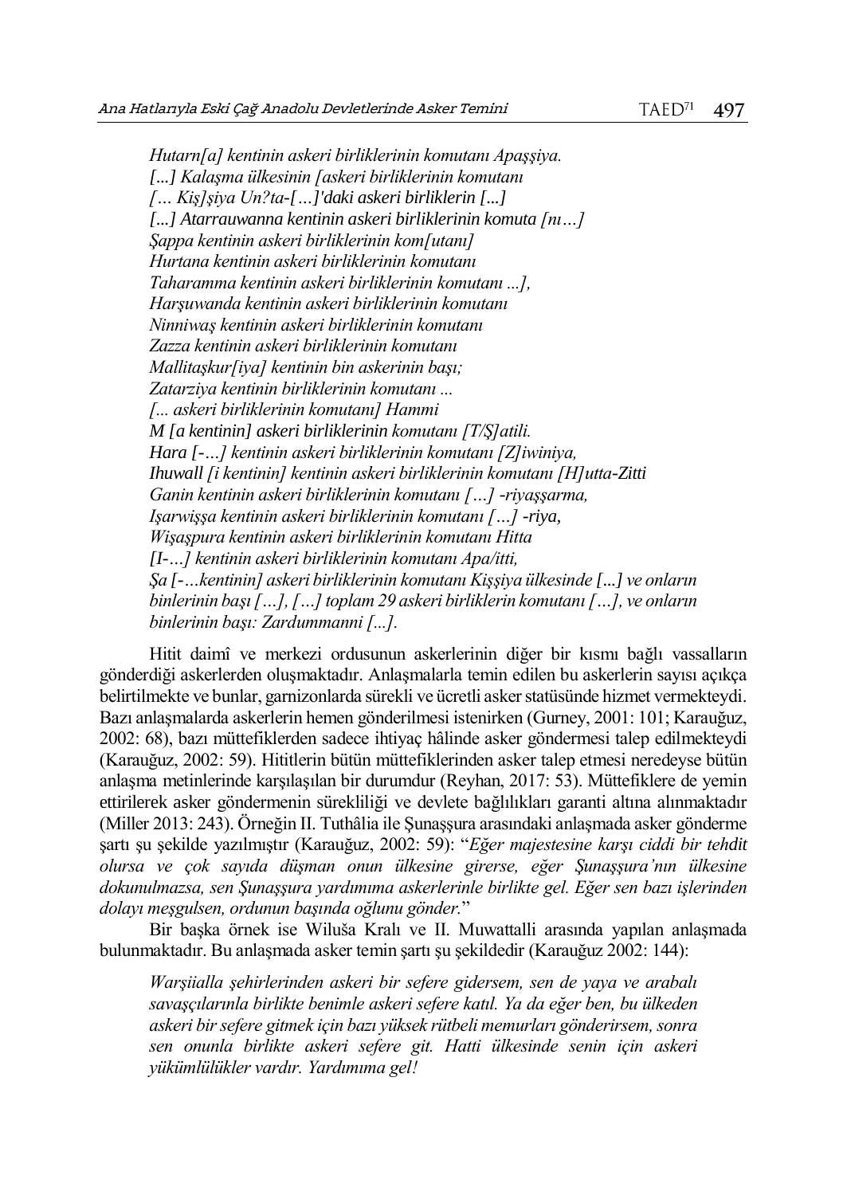*Hutarn[a] kentinin askeri birliklerinin komutanı Apaşşiya.*
*[...] Kalaşma ülkesinin [askeri birliklerinin komutanı*
*[… Kiş]şiya Un?ta-[…]'daki askeri birliklerin [...]*
*[...] Atarrauwanna kentinin askeri birliklerinin komuta [nı…]*
*Şappa kentinin askeri birliklerinin kom[utanı]*
*Hurtana kentinin askeri birliklerinin komutanı*
*Taharamma kentinin askeri birliklerinin komutanı ...],*
*Harşuwanda kentinin askeri birliklerinin komutanı*
*Ninniwaş kentinin askeri birliklerinin komutanı*
*Zazza kentinin askeri birliklerinin komutanı*
*Mallitaşkur[iya] kentinin bin askerinin başı;*
*Zatarziya kentinin birliklerinin komutanı ...*
*[... askeri birliklerinin komutanı] Hammi*
*M [a kentinin] askeri birliklerinin komutanı [T/Ş]atili.*
*Hara [-…] kentinin askeri birliklerinin komutanı [Z]iwiniya,*
*Ihuwall [i kentinin] kentinin askeri birliklerinin komutanı [H]utta-Zitti*
*Ganin kentinin askeri birliklerinin komutanı […] -riyaşşarma,*
*Işarwişşa kentinin askeri birliklerinin komutanı […] -riya,*
*Wişaşpura kentinin askeri birliklerinin komutanı Hitta*
*[I-…] kentinin askeri birliklerinin komutanı Apa/itti,*
*Şa [-…kentinin] askeri birliklerinin komutanı Kişşiya ülkesinde [...] ve onların binlerinin başı […], […] toplam 29 askeri birliklerin komutanı […], ve onların binlerinin başı: Zardummanni [...].*

Hitit daimî ve merkezi ordusunun askerlerinin diğer bir kısmı bağlı vassalların gönderdiği askerlerden oluşmaktadır. Anlaşmalarla temin edilen bu askerlerin sayısı açıkça belirtilmekte ve bunlar, garnizonlarda sürekli ve ücretli asker statüsünde hizmet vermekteydi. Bazı anlaşmalarda askerlerin hemen gönderilmesi istenirken (Gurney, 2001: 101; Karauğuz, 2002: 68), bazı müttefiklerden sadece ihtiyaç hâlinde asker göndermesi talep edilmekteydi (Karauğuz, 2002: 59). Hititlerin bütün müttefiklerinden asker talep etmesi neredeyse bütün anlaşma metinlerinde karşılaşılan bir durumdur (Reyhan, 2017: 53). Müttefiklere de yemin ettirilerek asker göndermenin sürekliliği ve devlete bağlılıkları garanti altına alınmaktadır (Miller 2013: 243). Örneğin II. Tuthâlia ile Şunaşşura arasındaki anlaşmada asker gönderme şartı şu şekilde yazılmıştır (Karauğuz, 2002: 59): "*Eğer majestesine karşı ciddi bir tehdit olursa ve çok sayıda düşman onun ülkesine girerse, eğer Şunaşşura'nın ülkesine dokunulmazsa, sen Şunaşşura yardımıma askerlerinle birlikte gel. Eğer sen bazı işlerinden dolayı meşgulsen, ordunun başında oğlunu gönder.*"

Bir başka örnek ise Wiluša Kralı ve II. Muwattalli arasında yapılan anlaşmada bulunmaktadır. Bu anlaşmada asker temin şartı şu şekildedir (Karauğuz 2002: 144):

> *Warşiialla şehirlerinden askeri bir sefere gidersem, sen de yaya ve arabalı savaşçılarınla birlikte benimle askeri sefere katıl. Ya da eğer ben, bu ülkeden askeri bir sefere gitmek için bazı yüksek rütbeli memurları gönderirsem, sonra sen onunla birlikte askeri sefere git. Hatti ülkesinde senin için askeri yükümlülükler vardır. Yardımıma gel!*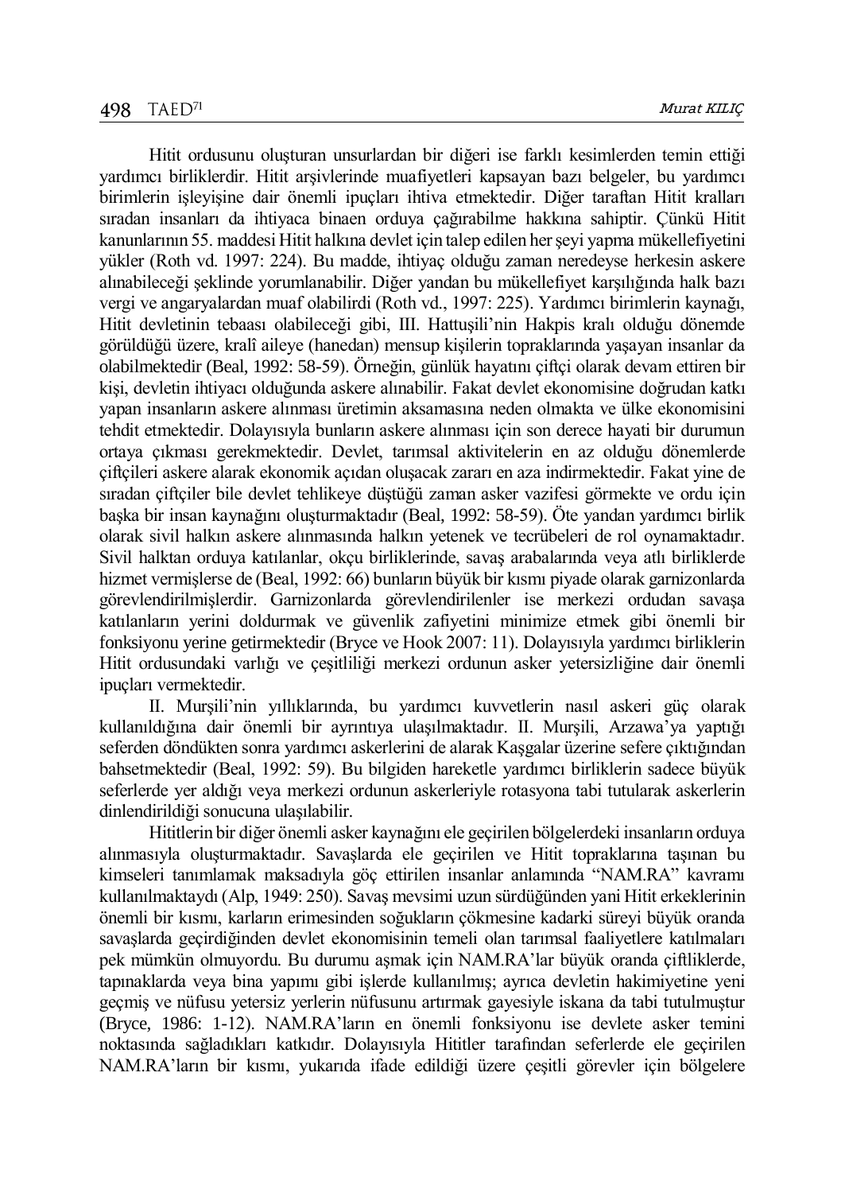Hitit ordusunu oluşturan unsurlardan bir diğeri ise farklı kesimlerden temin ettiği yardımcı birliklerdir. Hitit arşivlerinde muafiyetleri kapsayan bazı belgeler, bu yardımcı birimlerin işleyişine dair önemli ipuçları ihtiva etmektedir. Diğer taraftan Hitit kralları sıradan insanları da ihtiyaca binaen orduya çağırabilme hakkına sahiptir. Çünkü Hitit kanunlarının 55. maddesi Hitit halkına devlet için talep edilen her şeyi yapma mükellefiyetini yükler (Roth vd. 1997: 224). Bu madde, ihtiyaç olduğu zaman neredeyse herkesin askere alınabileceği şeklinde yorumlanabilir. Diğer yandan bu mükellefiyet karşılığında halk bazı vergi ve angaryalardan muaf olabilirdi (Roth vd., 1997: 225). Yardımcı birimlerin kaynağı, Hitit devletinin tebaası olabileceği gibi, III. Hattuşili'nin Hakpis kralı olduğu dönemde görüldüğü üzere, kralî aileye (hanedan) mensup kişilerin topraklarında yaşayan insanlar da olabilmektedir (Beal, 1992: 58-59). Örneğin, günlük hayatını çiftçi olarak devam ettiren bir kişi, devletin ihtiyacı olduğunda askere alınabilir. Fakat devlet ekonomisine doğrudan katkı yapan insanların askere alınması üretimin aksamasına neden olmakta ve ülke ekonomisini tehdit etmektedir. Dolayısıyla bunların askere alınması için son derece hayati bir durumun ortaya çıkması gerekmektedir. Devlet, tarımsal aktivitelerin en az olduğu dönemlerde çiftçileri askere alarak ekonomik açıdan oluşacak zararı en aza indirmektedir. Fakat yine de sıradan çiftçiler bile devlet tehlikeye düştüğü zaman asker vazifesi görmekte ve ordu için başka bir insan kaynağını oluşturmaktadır (Beal, 1992: 58-59). Öte yandan yardımcı birlik olarak sivil halkın askere alınmasında halkın yetenek ve tecrübeleri de rol oynamaktadır. Sivil halktan orduya katılanlar, okçu birliklerinde, savaş arabalarında veya atlı birliklerde hizmet vermişlerse de (Beal, 1992: 66) bunların büyük bir kısmı piyade olarak garnizonlarda görevlendirilmişlerdir. Garnizonlarda görevlendirilenler ise merkezi ordudan savaşa katılanların yerini doldurmak ve güvenlik zafiyetini minimize etmek gibi önemli bir fonksiyonu yerine getirmektedir (Bryce ve Hook 2007: 11). Dolayısıyla yardımcı birliklerin Hitit ordusundaki varlığı ve çeşitliliği merkezi ordunun asker yetersizliğine dair önemli ipuçları vermektedir.

II. Murşili'nin yıllıklarında, bu yardımcı kuvvetlerin nasıl askeri güç olarak kullanıldığına dair önemli bir ayrıntıya ulaşılmaktadır. II. Murşili, Arzawa'ya yaptığı seferden döndükten sonra yardımcı askerlerini de alarak Kaşgalar üzerine sefere çıktığından bahsetmektedir (Beal, 1992: 59). Bu bilgiden hareketle yardımcı birliklerin sadece büyük seferlerde yer aldığı veya merkezi ordunun askerleriyle rotasyona tabi tutularak askerlerin dinlendirildiği sonucuna ulaşılabilir.

Hititlerin bir diğer önemli asker kaynağını ele geçirilen bölgelerdeki insanların orduya alınmasıyla oluşturmaktadır. Savaşlarda ele geçirilen ve Hitit topraklarına taşınan bu kimseleri tanımlamak maksadıyla göç ettirilen insanlar anlamında "NAM.RA" kavramı kullanılmaktaydı (Alp, 1949: 250). Savaş mevsimi uzun sürdüğünden yani Hitit erkeklerinin önemli bir kısmı, karların erimesinden soğukların çökmesine kadarki süreyi büyük oranda savaşlarda geçirdiğinden devlet ekonomisinin temeli olan tarımsal faaliyetlere katılmaları pek mümkün olmuyordu. Bu durumu aşmak için NAM.RA'lar büyük oranda çiftliklerde, tapınaklarda veya bina yapımı gibi işlerde kullanılmış; ayrıca devletin hakimiyetine yeni geçmiş ve nüfusu yetersiz yerlerin nüfusunu artırmak gayesiyle iskana da tabi tutulmuştur (Bryce, 1986: 1-12). NAM.RA'ların en önemli fonksiyonu ise devlete asker temini noktasında sağladıkları katkıdır. Dolayısıyla Hititler tarafından seferlerde ele geçirilen NAM.RA'ların bir kısmı, yukarıda ifade edildiği üzere çeşitli görevler için bölgelere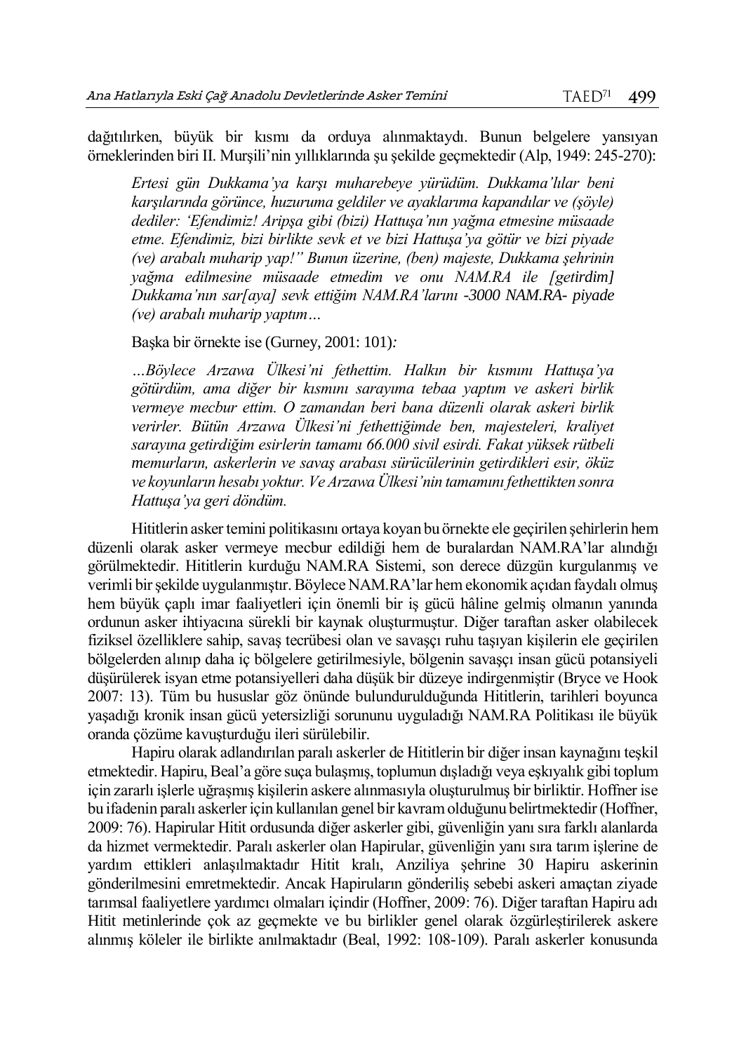dağıtılırken, büyük bir kısmı da orduya alınmaktaydı. Bunun belgelere yansıyan örneklerinden biri II. Murşili'nin yıllıklarında şu şekilde geçmektedir (Alp, 1949: 245-270):

> *Ertesi gün Dukkama'ya karşı muharebeye yürüdüm. Dukkama'lılar beni karşılarında görünce, huzuruma geldiler ve ayaklarıma kapandılar ve (şöyle) dediler: 'Efendimiz! Aripşa gibi (bizi) Hattuşa'nın yağma etmesine müsaade etme. Efendimiz, bizi birlikte sevk et ve bizi Hattuşa'ya götür ve bizi piyade (ve) arabalı muharip yap!" Bunun üzerine, (ben) majeste, Dukkama şehrinin yağma edilmesine müsaade etmedim ve onu NAM.RA ile [getirdim] Dukkama'nın sar[aya] sevk ettiğim NAM.RA'larını -3000 NAM.RA- piyade (ve) arabalı muharip yaptım…*

Başka bir örnekte ise (Gurney, 2001: 101):

> *…Böylece Arzawa Ülkesi'ni fethettim. Halkın bir kısmını Hattuşa'ya götürdüm, ama diğer bir kısmını sarayıma tebaa yaptım ve askeri birlik vermeye mecbur ettim. O zamandan beri bana düzenli olarak askeri birlik verirler. Bütün Arzawa Ülkesi'ni fethettiğimde ben, majesteleri, kraliyet sarayına getirdiğim esirlerin tamamı 66.000 sivil esirdi. Fakat yüksek rütbeli memurların, askerlerin ve savaş arabası sürücülerinin getirdikleri esir, öküz ve koyunların hesabı yoktur. Ve Arzawa Ülkesi'nin tamamını fethettikten sonra Hattuşa'ya geri döndüm.*

Hititlerin asker temini politikasını ortaya koyan bu örnekte ele geçirilen şehirlerin hem düzenli olarak asker vermeye mecbur edildiği hem de buralardan NAM.RA'lar alındığı görülmektedir. Hititlerin kurduğu NAM.RA Sistemi, son derece düzgün kurgulanmış ve verimli bir şekilde uygulanmıştır. Böylece NAM.RA'lar hem ekonomik açıdan faydalı olmuş hem büyük çaplı imar faaliyetleri için önemli bir iş gücü hâline gelmiş olmanın yanında ordunun asker ihtiyacına sürekli bir kaynak oluşturmuştur. Diğer taraftan asker olabilecek fiziksel özelliklere sahip, savaş tecrübesi olan ve savaşçı ruhu taşıyan kişilerin ele geçirilen bölgelerden alınıp daha iç bölgelere getirilmesiyle, bölgenin savaşçı insan gücü potansiyeli düşürülerek isyan etme potansiyelleri daha düşük bir düzeye indirgenmiştir (Bryce ve Hook 2007: 13). Tüm bu hususlar göz önünde bulundurulduğunda Hititlerin, tarihleri boyunca yaşadığı kronik insan gücü yetersizliği sorununu uyguladığı NAM.RA Politikası ile büyük oranda çözüme kavuşturduğu ileri sürülebilir.

Hapiru olarak adlandırılan paralı askerler de Hititlerin bir diğer insan kaynağını teşkil etmektedir. Hapiru, Beal'a göre suça bulaşmış, toplumun dışladığı veya eşkıyalık gibi toplum için zararlı işlerle uğraşmış kişilerin askere alınmasıyla oluşturulmuş bir birliktir. Hoffner ise bu ifadenin paralı askerler için kullanılan genel bir kavram olduğunu belirtmektedir (Hoffner, 2009: 76). Hapirular Hitit ordusunda diğer askerler gibi, güvenliğin yanı sıra farklı alanlarda da hizmet vermektedir. Paralı askerler olan Hapirular, güvenliğin yanı sıra tarım işlerine de yardım ettikleri anlaşılmaktadır Hitit kralı, Anziliya şehrine 30 Hapiru askerinin gönderilmesini emretmektedir. Ancak Hapiruların gönderiliş sebebi askeri amaçtan ziyade tarımsal faaliyetlere yardımcı olmaları içindir (Hoffner, 2009: 76). Diğer taraftan Hapiru adı Hitit metinlerinde çok az geçmekte ve bu birlikler genel olarak özgürleştirilerek askere alınmış köleler ile birlikte anılmaktadır (Beal, 1992: 108-109). Paralı askerler konusunda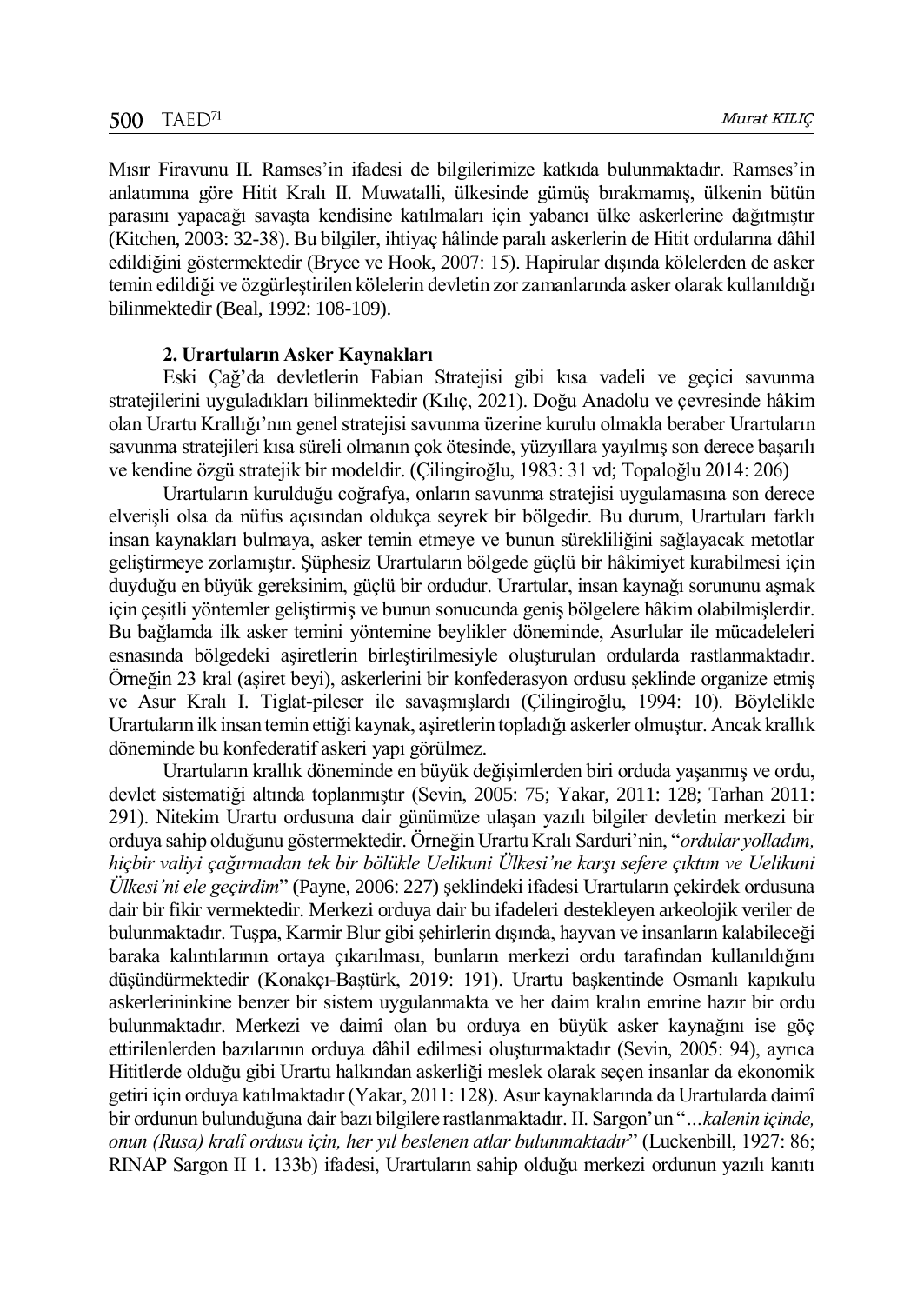Mısır Firavunu II. Ramses'in ifadesi de bilgilerimize katkıda bulunmaktadır. Ramses'in anlatımına göre Hitit Kralı II. Muwatalli, ülkesinde gümüş bırakmamış, ülkenin bütün parasını yapacağı savaşta kendisine katılmaları için yabancı ülke askerlerine dağıtmıştır (Kitchen, 2003: 32-38). Bu bilgiler, ihtiyaç hâlinde paralı askerlerin de Hitit ordularına dâhil edildiğini göstermektedir (Bryce ve Hook, 2007: 15). Hapirular dışında kölelerden de asker temin edildiği ve özgürleştirilen kölelerin devletin zor zamanlarında asker olarak kullanıldığı bilinmektedir (Beal, 1992: 108-109).

## 2. Urartuların Asker Kaynakları

Eski Çağ'da devletlerin Fabian Stratejisi gibi kısa vadeli ve geçici savunma stratejilerini uyguladıkları bilinmektedir (Kılıç, 2021). Doğu Anadolu ve çevresinde hâkim olan Urartu Krallığı'nın genel stratejisi savunma üzerine kurulu olmakla beraber Urartuların savunma stratejileri kısa süreli olmanın çok ötesinde, yüzyıllara yayılmış son derece başarılı ve kendine özgü stratejik bir modeldir. (Çilingiroğlu, 1983: 31 vd; Topaloğlu 2014: 206)

Urartuların kurulduğu coğrafya, onların savunma stratejisi uygulamasına son derece elverişli olsa da nüfus açısından oldukça seyrek bir bölgedir. Bu durum, Urartuları farklı insan kaynakları bulmaya, asker temin etmeye ve bunun sürekliliğini sağlayacak metotlar geliştirmeye zorlamıştır. Şüphesiz Urartuların bölgede güçlü bir hâkimiyet kurabilmesi için duyduğu en büyük gereksinim, güçlü bir ordudur. Urartular, insan kaynağı sorununu aşmak için çeşitli yöntemler geliştirmiş ve bunun sonucunda geniş bölgelere hâkim olabilmişlerdir. Bu bağlamda ilk asker temini yöntemine beylikler döneminde, Asurlular ile mücadeleleri esnasında bölgedeki aşiretlerin birleştirilmesiyle oluşturulan ordularda rastlanmaktadır. Örneğin 23 kral (aşiret beyi), askerlerini bir konfederasyon ordusu şeklinde organize etmiş ve Asur Kralı I. Tiglat-pileser ile savaşmışlardı (Çilingiroğlu, 1994: 10). Böylelikle Urartuların ilk insan temin ettiği kaynak, aşiretlerin topladığı askerler olmuştur. Ancak krallık döneminde bu konfederatif askeri yapı görülmez.

Urartuların krallık döneminde en büyük değişimlerden biri orduda yaşanmış ve ordu, devlet sistematiği altında toplanmıştır (Sevin, 2005: 75; Yakar, 2011: 128; Tarhan 2011: 291). Nitekim Urartu ordusuna dair günümüze ulaşan yazılı bilgiler devletin merkezi bir orduya sahip olduğunu göstermektedir. Örneğin Urartu Kralı Sarduri'nin, "*ordular yolladım, hiçbir valiyi çağırmadan tek bir bölükle Uelikuni Ülkesi'ne karşı sefere çıktım ve Uelikuni Ülkesi'ni ele geçirdim*" (Payne, 2006: 227) şeklindeki ifadesi Urartuların çekirdek ordusuna dair bir fikir vermektedir. Merkezi orduya dair bu ifadeleri destekleyen arkeolojik veriler de bulunmaktadır. Tuşpa, Karmir Blur gibi şehirlerin dışında, hayvan ve insanların kalabileceği baraka kalıntılarının ortaya çıkarılması, bunların merkezi ordu tarafından kullanıldığını düşündürmektedir (Konakçı-Baştürk, 2019: 191). Urartu başkentinde Osmanlı kapıkulu askerlerininkine benzer bir sistem uygulanmakta ve her daim kralın emrine hazır bir ordu bulunmaktadır. Merkezi ve daimî olan bu orduya en büyük asker kaynağını ise göç ettirilenlerden bazılarının orduya dâhil edilmesi oluşturmaktadır (Sevin, 2005: 94), ayrıca Hititlerde olduğu gibi Urartu halkından askerliği meslek olarak seçen insanlar da ekonomik getiri için orduya katılmaktadır (Yakar, 2011: 128). Asur kaynaklarında da Urartularda daimî bir ordunun bulunduğuna dair bazı bilgilere rastlanmaktadır. II. Sargon'un "*...kalenin içinde, onun (Rusa) kralî ordusu için, her yıl beslenen atlar bulunmaktadır*" (Luckenbill, 1927: 86; RINAP Sargon II 1. 133b) ifadesi, Urartuların sahip olduğu merkezi ordunun yazılı kanıtı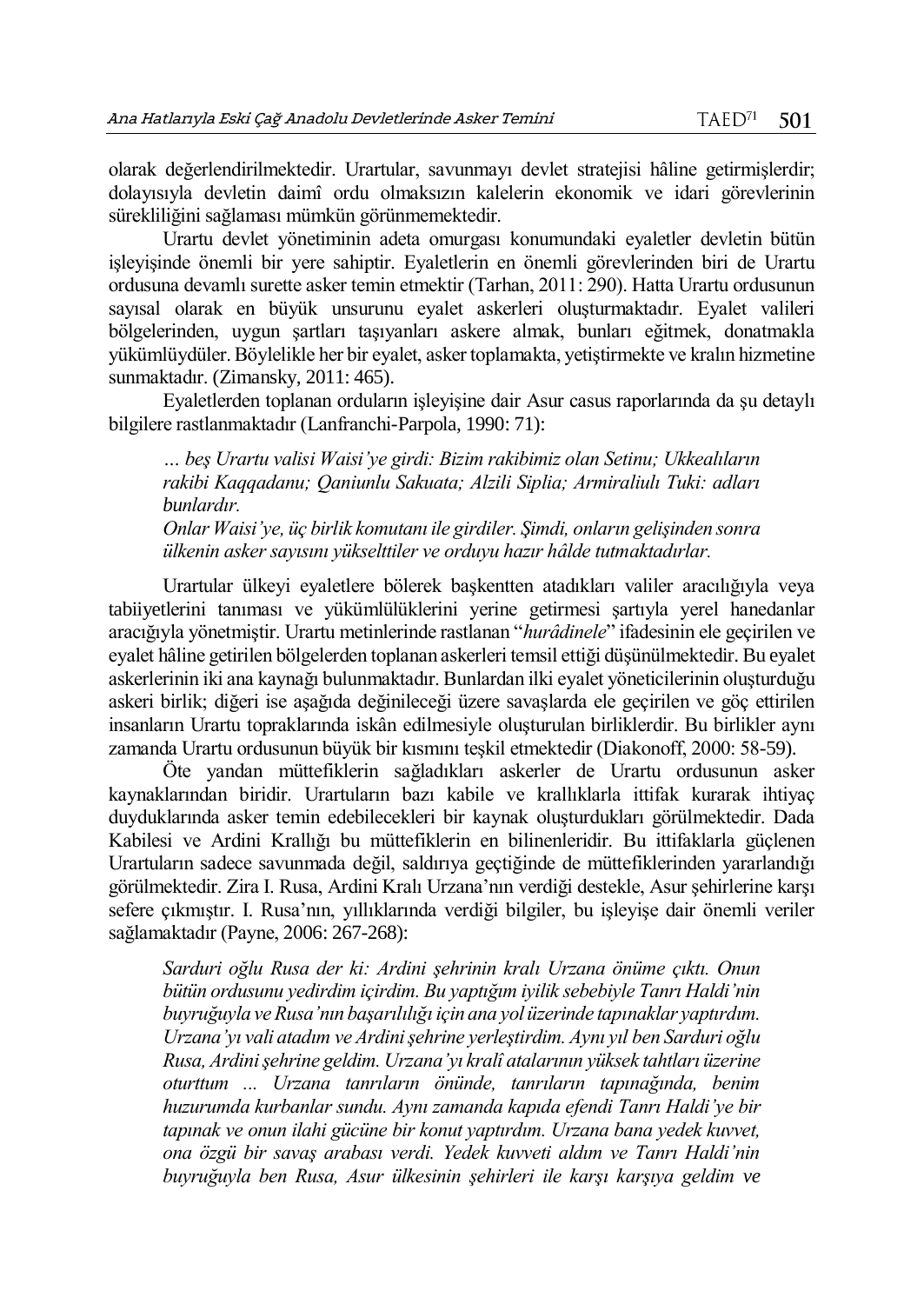olarak değerlendirilmektedir. Urartular, savunmayı devlet stratejisi hâline getirmişlerdir; dolayısıyla devletin daimî ordu olmaksızın kalelerin ekonomik ve idari görevlerinin sürekliliğini sağlaması mümkün görünmemektedir.

Urartu devlet yönetiminin adeta omurgası konumundaki eyaletler devletin bütün işleyişinde önemli bir yere sahiptir. Eyaletlerin en önemli görevlerinden biri de Urartu ordusuna devamlı surette asker temin etmektir (Tarhan, 2011: 290). Hatta Urartu ordusunun sayısal olarak en büyük unsurunu eyalet askerleri oluşturmaktadır. Eyalet valileri bölgelerinden, uygun şartları taşıyanları askere almak, bunları eğitmek, donatmakla yükümlüydüler. Böylelikle her bir eyalet, asker toplamakta, yetiştirmekte ve kralın hizmetine sunmaktadır. (Zimansky, 2011: 465).

Eyaletlerden toplanan orduların işleyişine dair Asur casus raporlarında da şu detaylı bilgilere rastlanmaktadır (Lanfranchi-Parpola, 1990: 71):

> *… beş Urartu valisi Waisi'ye girdi: Bizim rakibimiz olan Setinu; Ukkealıların rakibi Kaqqadanu; Qaniunlu Sakuata; Alzili Siplia; Armiraliulı Tuki: adları bunlardır.*
>
> *Onlar Waisi'ye, üç birlik komutanı ile girdiler. Şimdi, onların gelişinden sonra ülkenin asker sayısını yükselttiler ve orduyu hazır hâlde tutmaktadırlar.*

Urartular ülkeyi eyaletlere bölerek başkentten atadıkları valiler aracılığıyla veya tabiiyetlerini tanıması ve yükümlülüklerini yerine getirmesi şartıyla yerel hanedanlar aracığıyla yönetmiştir. Urartu metinlerinde rastlanan "*hurâdinele*" ifadesinin ele geçirilen ve eyalet hâline getirilen bölgelerden toplanan askerleri temsil ettiği düşünülmektedir. Bu eyalet askerlerinin iki ana kaynağı bulunmaktadır. Bunlardan ilki eyalet yöneticilerinin oluşturduğu askeri birlik; diğeri ise aşağıda değinileceği üzere savaşlarda ele geçirilen ve göç ettirilen insanların Urartu topraklarında iskân edilmesiyle oluşturulan birliklerdir. Bu birlikler aynı zamanda Urartu ordusunun büyük bir kısmını teşkil etmektedir (Diakonoff, 2000: 58-59).

Öte yandan müttefiklerin sağladıkları askerler de Urartu ordusunun asker kaynaklarından biridir. Urartuların bazı kabile ve krallıklarla ittifak kurarak ihtiyaç duyduklarında asker temin edebilecekleri bir kaynak oluşturdukları görülmektedir. Dada Kabilesi ve Ardini Krallığı bu müttefiklerin en bilinenleridir. Bu ittifaklarla güçlenen Urartuların sadece savunmada değil, saldırıya geçtiğinde de müttefiklerinden yararlandığı görülmektedir. Zira I. Rusa, Ardini Kralı Urzana'nın verdiği destekle, Asur şehirlerine karşı sefere çıkmıştır. I. Rusa'nın, yıllıklarında verdiği bilgiler, bu işleyişe dair önemli veriler sağlamaktadır (Payne, 2006: 267-268):

> *Sarduri oğlu Rusa der ki: Ardini şehrinin kralı Urzana önüme çıktı. Onun bütün ordusunu yedirdim içirdim. Bu yaptığım iyilik sebebiyle Tanrı Haldi'nin buyruğuyla ve Rusa'nın başarılılığı için ana yol üzerinde tapınaklar yaptırdım. Urzana'yı vali atadım ve Ardini şehrine yerleştirdim. Aynı yıl ben Sarduri oğlu Rusa, Ardini şehrine geldim. Urzana'yı kralî atalarının yüksek tahtları üzerine oturttum ... Urzana tanrıların önünde, tanrıların tapınağında, benim huzurumda kurbanlar sundu. Aynı zamanda kapıda efendi Tanrı Haldi'ye bir tapınak ve onun ilahi gücüne bir konut yaptırdım. Urzana bana yedek kuvvet, ona özgü bir savaş arabası verdi. Yedek kuvveti aldım ve Tanrı Haldi'nin buyruğuyla ben Rusa, Asur ülkesinin şehirleri ile karşı karşıya geldim ve*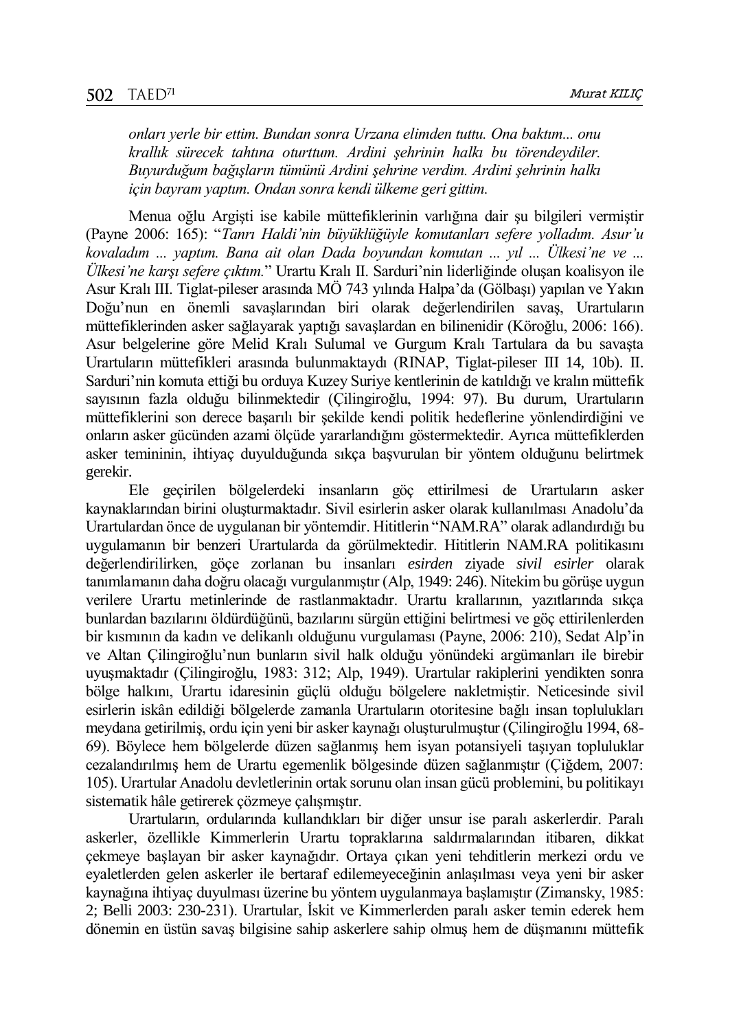> *onları yerle bir ettim. Bundan sonra Urzana elimden tuttu. Ona baktım... onu krallık sürecek tahtına oturttum. Ardini şehrinin halkı bu törendeydiler. Buyurduğum bağışların tümünü Ardini şehrine verdim. Ardini şehrinin halkı için bayram yaptım. Ondan sonra kendi ülkeme geri gittim.*

Menua oğlu Argişti ise kabile müttefiklerinin varlığına dair şu bilgileri vermiştir (Payne 2006: 165): "*Tanrı Haldi'nin büyüklüğüyle komutanları sefere yolladım. Asur'u kovaladım ... yaptım. Bana ait olan Dada boyundan komutan ... yıl ... Ülkesi'ne ve ... Ülkesi'ne karşı sefere çıktım.*" Urartu Kralı II. Sarduri'nin liderliğinde oluşan koalisyon ile Asur Kralı III. Tiglat-pileser arasında MÖ 743 yılında Halpa'da (Gölbaşı) yapılan ve Yakın Doğu'nun en önemli savaşlarından biri olarak değerlendirilen savaş, Urartuların müttefiklerinden asker sağlayarak yaptığı savaşlardan en bilinenidir (Köroğlu, 2006: 166). Asur belgelerine göre Melid Kralı Sulumal ve Gurgum Kralı Tartulara da bu savaşta Urartuların müttefikleri arasında bulunmaktaydı (RINAP, Tiglat-pileser III 14, 10b). II. Sarduri'nin komuta ettiği bu orduya Kuzey Suriye kentlerinin de katıldığı ve kralın müttefik sayısının fazla olduğu bilinmektedir (Çilingiroğlu, 1994: 97). Bu durum, Urartuların müttefiklerini son derece başarılı bir şekilde kendi politik hedeflerine yönlendirdiğini ve onların asker gücünden azami ölçüde yararlandığını göstermektedir. Ayrıca müttefiklerden asker temininin, ihtiyaç duyulduğunda sıkça başvurulan bir yöntem olduğunu belirtmek gerekir.

Ele geçirilen bölgelerdeki insanların göç ettirilmesi de Urartuların asker kaynaklarından birini oluşturmaktadır. Sivil esirlerin asker olarak kullanılması Anadolu'da Urartulardan önce de uygulanan bir yöntemdir. Hititlerin "NAM.RA" olarak adlandırdığı bu uygulamanın bir benzeri Urartularda da görülmektedir. Hititlerin NAM.RA politikasını değerlendirilirken, göçe zorlanan bu insanları *esirden* ziyade *sivil esirler* olarak tanımlamanın daha doğru olacağı vurgulanmıştır (Alp, 1949: 246). Nitekim bu görüşe uygun verilere Urartu metinlerinde de rastlanmaktadır. Urartu krallarının, yazıtlarında sıkça bunlardan bazılarını öldürdüğünü, bazılarını sürgün ettiğini belirtmesi ve göç ettirilenlerden bir kısmının da kadın ve delikanlı olduğunu vurgulaması (Payne, 2006: 210), Sedat Alp'in ve Altan Çilingiroğlu'nun bunların sivil halk olduğu yönündeki argümanları ile birebir uyuşmaktadır (Çilingiroğlu, 1983: 312; Alp, 1949). Urartular rakiplerini yendikten sonra bölge halkını, Urartu idaresinin güçlü olduğu bölgelere nakletmiştir. Neticesinde sivil esirlerin iskân edildiği bölgelerde zamanla Urartuların otoritesine bağlı insan toplulukları meydana getirilmiş, ordu için yeni bir asker kaynağı oluşturulmuştur (Çilingiroğlu 1994, 68-69). Böylece hem bölgelerde düzen sağlanmış hem isyan potansiyeli taşıyan topluluklar cezalandırılmış hem de Urartu egemenlik bölgesinde düzen sağlanmıştır (Çiğdem, 2007: 105). Urartular Anadolu devletlerinin ortak sorunu olan insan gücü problemini, bu politikayı sistematik hâle getirerek çözmeye çalışmıştır.

Urartuların, ordularında kullandıkları bir diğer unsur ise paralı askerlerdir. Paralı askerler, özellikle Kimmerlerin Urartu topraklarına saldırmalarından itibaren, dikkat çekmeye başlayan bir asker kaynağıdır. Ortaya çıkan yeni tehditlerin merkezi ordu ve eyaletlerden gelen askerler ile bertaraf edilemeyeceğinin anlaşılması veya yeni bir asker kaynağına ihtiyaç duyulması üzerine bu yöntem uygulanmaya başlamıştır (Zimansky, 1985: 2; Belli 2003: 230-231). Urartular, İskit ve Kimmerlerden paralı asker temin ederek hem dönemin en üstün savaş bilgisine sahip askerlere sahip olmuş hem de düşmanını müttefik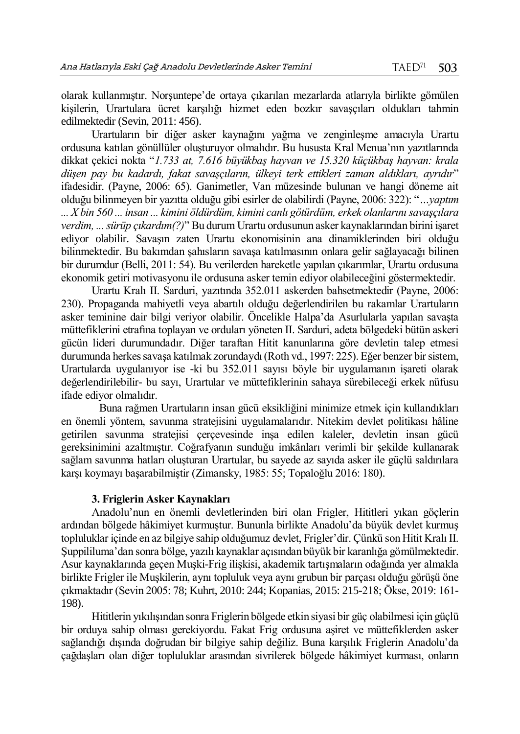olarak kullanmıştır. Norşuntepe'de ortaya çıkarılan mezarlarda atlarıyla birlikte gömülen kişilerin, Urartulara ücret karşılığı hizmet eden bozkır savaşçıları oldukları tahmin edilmektedir (Sevin, 2011: 456).

Urartuların bir diğer asker kaynağını yağma ve zenginleşme amacıyla Urartu ordusuna katılan gönüllüler oluşturuyor olmalıdır. Bu hususta Kral Menua'nın yazıtlarında dikkat çekici nokta "*1.733 at, 7.616 büyükbaş hayvan ve 15.320 küçükbaş hayvan: krala düşen pay bu kadardı, fakat savaşçıların, ülkeyi terk ettikleri zaman aldıkları, ayrıdır*" ifadesidir. (Payne, 2006: 65). Ganimetler, Van müzesinde bulunan ve hangi döneme ait olduğu bilinmeyen bir yazıtta olduğu gibi esirler de olabilirdi (Payne, 2006: 322): "*…yaptım ... X bin 560 ... insan ... kimini öldürdüm, kimini canlı götürdüm, erkek olanlarını savaşçılara verdim, ... sürüp çıkardım(?)*" Bu durum Urartu ordusunun asker kaynaklarından birini işaret ediyor olabilir. Savaşın zaten Urartu ekonomisinin ana dinamiklerinden biri olduğu bilinmektedir. Bu bakımdan şahısların savaşa katılmasının onlara gelir sağlayacağı bilinen bir durumdur (Belli, 2011: 54). Bu verilerden hareketle yapılan çıkarımlar, Urartu ordusuna ekonomik getiri motivasyonu ile ordusuna asker temin ediyor olabileceğini göstermektedir.

Urartu Kralı II. Sarduri, yazıtında 352.011 askerden bahsetmektedir (Payne, 2006: 230). Propaganda mahiyetli veya abartılı olduğu değerlendirilen bu rakamlar Urartuların asker teminine dair bilgi veriyor olabilir. Öncelikle Halpa'da Asurlularla yapılan savaşta müttefiklerini etrafına toplayan ve orduları yöneten II. Sarduri, adeta bölgedeki bütün askeri gücün lideri durumundadır. Diğer taraftan Hitit kanunlarına göre devletin talep etmesi durumunda herkes savaşa katılmak zorundaydı (Roth vd., 1997: 225). Eğer benzer bir sistem, Urartularda uygulanıyor ise -ki bu 352.011 sayısı böyle bir uygulamanın işareti olarak değerlendirilebilir- bu sayı, Urartular ve müttefiklerinin sahaya sürebileceği erkek nüfusu ifade ediyor olmalıdır.

Buna rağmen Urartuların insan gücü eksikliğini minimize etmek için kullandıkları en önemli yöntem, savunma stratejisini uygulamalarıdır. Nitekim devlet politikası hâline getirilen savunma stratejisi çerçevesinde inşa edilen kaleler, devletin insan gücü gereksinimini azaltmıştır. Coğrafyanın sunduğu imkânları verimli bir şekilde kullanarak sağlam savunma hatları oluşturan Urartular, bu sayede az sayıda asker ile güçlü saldırılara karşı koymayı başarabilmiştir (Zimansky, 1985: 55; Topaloğlu 2016: 180).

### 3. Friglerin Asker Kaynakları

Anadolu'nun en önemli devletlerinden biri olan Frigler, Hititleri yıkan göçlerin ardından bölgede hâkimiyet kurmuştur. Bununla birlikte Anadolu'da büyük devlet kurmuş topluluklar içinde en az bilgiye sahip olduğumuz devlet, Frigler'dir. Çünkü son Hitit Kralı II. Şuppiliuma'dan sonra bölge, yazılı kaynaklar açısından büyük bir karanlığa gömülmektedir. Asur kaynaklarında geçen Muşki-Frig ilişkisi, akademik tartışmaların odağında yer almakla birlikte Frigler ile Muşkilerin, aynı topluluk veya aynı grubun bir parçası olduğu görüşü öne çıkmaktadır (Sevin 2005: 78; Kuhrt, 2010: 244; Kopanias, 2015: 215-218; Ökse, 2019: 161-198).

Hititlerin yıkılışından sonra Friglerin bölgede etkin siyasi bir güç olabilmesi için güçlü bir orduya sahip olması gerekiyordu. Fakat Frig ordusuna aşiret ve müttefiklerden asker sağlandığı dışında doğrudan bir bilgiye sahip değiliz. Buna karşılık Friglerin Anadolu'da çağdaşları olan diğer topluluklar arasından sivrilerek bölgede hâkimiyet kurması, onların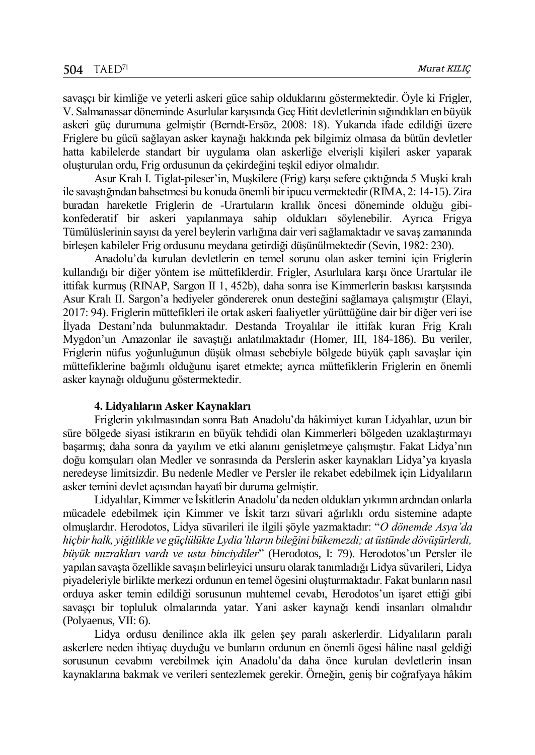savaşçı bir kimliğe ve yeterli askeri güce sahip olduklarını göstermektedir. Öyle ki Frigler, V. Salmanassar döneminde Asurlular karşısında Geç Hitit devletlerinin sığındıkları en büyük askeri güç durumuna gelmiştir (Berndt-Ersöz, 2008: 18). Yukarıda ifade edildiği üzere Friglere bu gücü sağlayan asker kaynağı hakkında pek bilgimiz olmasa da bütün devletler hatta kabilelerde standart bir uygulama olan askerliğe elverişli kişileri asker yaparak oluşturulan ordu, Frig ordusunun da çekirdeğini teşkil ediyor olmalıdır.

Asur Kralı I. Tiglat-pileser'in, Muşkilere (Frig) karşı sefere çıktığında 5 Muşki kralı ile savaştığından bahsetmesi bu konuda önemli bir ipucu vermektedir (RIMA, 2: 14-15). Zira buradan hareketle Friglerin de -Urartuların krallık öncesi döneminde olduğu gibi- konfederatif bir askeri yapılanmaya sahip oldukları söylenebilir. Ayrıca Frigya Tümülüslerinin sayısı da yerel beylerin varlığına dair veri sağlamaktadır ve savaş zamanında birleşen kabileler Frig ordusunu meydana getirdiği düşünülmektedir (Sevin, 1982: 230).

Anadolu'da kurulan devletlerin en temel sorunu olan asker temini için Friglerin kullandığı bir diğer yöntem ise müttefiklerdir. Frigler, Asurlulara karşı önce Urartular ile ittifak kurmuş (RINAP, Sargon II 1, 452b), daha sonra ise Kimmerlerin baskısı karşısında Asur Kralı II. Sargon'a hediyeler göndererek onun desteğini sağlamaya çalışmıştır (Elayi, 2017: 94). Friglerin müttefikleri ile ortak askeri faaliyetler yürüttüğüne dair bir diğer veri ise İlyada Destanı'nda bulunmaktadır. Destanda Troyalılar ile ittifak kuran Frig Kralı Mygdon'un Amazonlar ile savaştığı anlatılmaktadır (Homer, III, 184-186). Bu veriler, Friglerin nüfus yoğunluğunun düşük olması sebebiyle bölgede büyük çaplı savaşlar için müttefiklerine bağımlı olduğunu işaret etmekte; ayrıca müttefiklerin Friglerin en önemli asker kaynağı olduğunu göstermektedir.

### 4. Lidyalıların Asker Kaynakları

Friglerin yıkılmasından sonra Batı Anadolu'da hâkimiyet kuran Lidyalılar, uzun bir süre bölgede siyasi istikrarın en büyük tehdidi olan Kimmerleri bölgeden uzaklaştırmayı başarmış; daha sonra da yayılım ve etki alanını genişletmeye çalışmıştır. Fakat Lidya'nın doğu komşuları olan Medler ve sonrasında da Perslerin asker kaynakları Lidya'ya kıyasla neredeyse limitsizdir. Bu nedenle Medler ve Persler ile rekabet edebilmek için Lidyalıların asker temini devlet açısından hayatî bir duruma gelmiştir.

Lidyalılar, Kimmer ve İskitlerin Anadolu'da neden oldukları yıkımın ardından onlarla mücadele edebilmek için Kimmer ve İskit tarzı süvari ağırlıklı ordu sistemine adapte olmuşlardır. Herodotos, Lidya süvarileri ile ilgili şöyle yazmaktadır: "*O dönemde Asya'da hiçbir halk, yiğitlikle ve güçlülükte Lydia'lıların bileğini bükemezdi; at üstünde dövüşürlerdi, büyük mızrakları vardı ve usta binciydiler*" (Herodotos, I: 79). Herodotos'un Persler ile yapılan savaşta özellikle savaşın belirleyici unsuru olarak tanımladığı Lidya süvarileri, Lidya piyadeleriyle birlikte merkezi ordunun en temel ögesini oluşturmaktadır. Fakat bunların nasıl orduya asker temin edildiği sorusunun muhtemel cevabı, Herodotos'un işaret ettiği gibi savaşçı bir topluluk olmalarında yatar. Yani asker kaynağı kendi insanları olmalıdır (Polyaenus, VII: 6).

Lidya ordusu denilince akla ilk gelen şey paralı askerlerdir. Lidyalıların paralı askerlere neden ihtiyaç duyduğu ve bunların ordunun en önemli ögesi hâline nasıl geldiği sorusunun cevabını verebilmek için Anadolu'da daha önce kurulan devletlerin insan kaynaklarına bakmak ve verileri sentezlemek gerekir. Örneğin, geniş bir coğrafyaya hâkim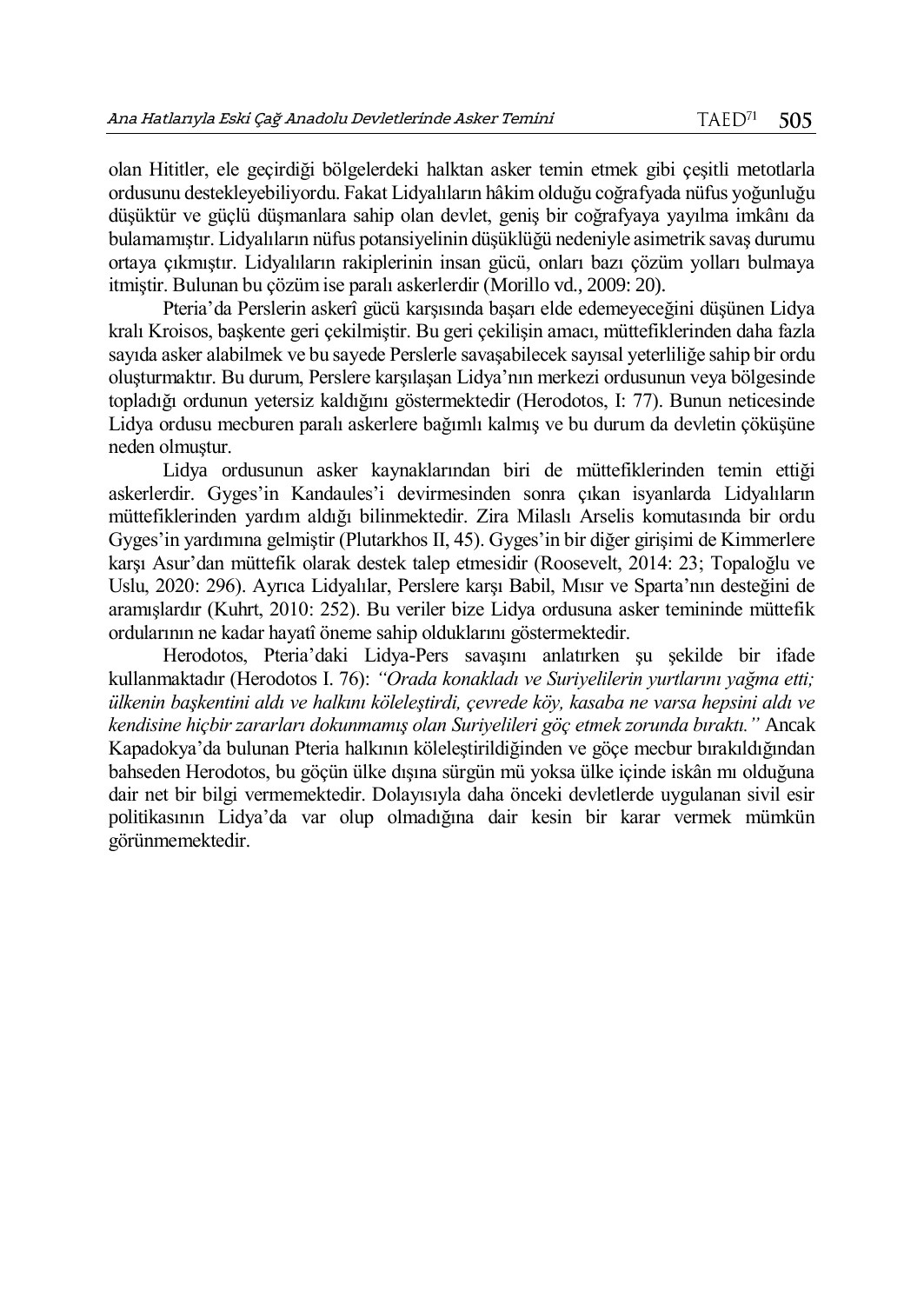olan Hititler, ele geçirdiği bölgelerdeki halktan asker temin etmek gibi çeşitli metotlarla ordusunu destekleyebiliyordu. Fakat Lidyalıların hâkim olduğu coğrafyada nüfus yoğunluğu düşüktür ve güçlü düşmanlara sahip olan devlet, geniş bir coğrafyaya yayılma imkânı da bulamamıştır. Lidyalıların nüfus potansiyelinin düşüklüğü nedeniyle asimetrik savaş durumu ortaya çıkmıştır. Lidyalıların rakiplerinin insan gücü, onları bazı çözüm yolları bulmaya itmiştir. Bulunan bu çözüm ise paralı askerlerdir (Morillo vd., 2009: 20).

Pteria'da Perslerin askerî gücü karşısında başarı elde edemeyeceğini düşünen Lidya kralı Kroisos, başkente geri çekilmiştir. Bu geri çekilişin amacı, müttefiklerinden daha fazla sayıda asker alabilmek ve bu sayede Perslerle savaşabilecek sayısal yeterliliğe sahip bir ordu oluşturmaktır. Bu durum, Perslere karşılaşan Lidya'nın merkezi ordusunun veya bölgesinde topladığı ordunun yetersiz kaldığını göstermektedir (Herodotos, I: 77). Bunun neticesinde Lidya ordusu mecburen paralı askerlere bağımlı kalmış ve bu durum da devletin çöküşüne neden olmuştur.

Lidya ordusunun asker kaynaklarından biri de müttefiklerinden temin ettiği askerlerdir. Gyges'in Kandaules'i devirmesinden sonra çıkan isyanlarda Lidyalıların müttefiklerinden yardım aldığı bilinmektedir. Zira Milaslı Arselis komutasında bir ordu Gyges'in yardımına gelmiştir (Plutarkhos II, 45). Gyges'in bir diğer girişimi de Kimmerlere karşı Asur'dan müttefik olarak destek talep etmesidir (Roosevelt, 2014: 23; Topaloğlu ve Uslu, 2020: 296). Ayrıca Lidyalılar, Perslere karşı Babil, Mısır ve Sparta'nın desteğini de aramışlardır (Kuhrt, 2010: 252). Bu veriler bize Lidya ordusuna asker temininde müttefik ordularının ne kadar hayatî öneme sahip olduklarını göstermektedir.

Herodotos, Pteria'daki Lidya-Pers savaşını anlatırken şu şekilde bir ifade kullanmaktadır (Herodotos I. 76): *"Orada konakladı ve Suriyelilerin yurtlarını yağma etti; ülkenin başkentini aldı ve halkını köleleştirdi, çevrede köy, kasaba ne varsa hepsini aldı ve kendisine hiçbir zararları dokunmamış olan Suriyelileri göç etmek zorunda bıraktı."* Ancak Kapadokya'da bulunan Pteria halkının köleleştirildiğinden ve göçe mecbur bırakıldığından bahseden Herodotos, bu göçün ülke dışına sürgün mü yoksa ülke içinde iskân mı olduğuna dair net bir bilgi vermemektedir. Dolayısıyla daha önceki devletlerde uygulanan sivil esir politikasının Lidya'da var olup olmadığına dair kesin bir karar vermek mümkün görünmemektedir.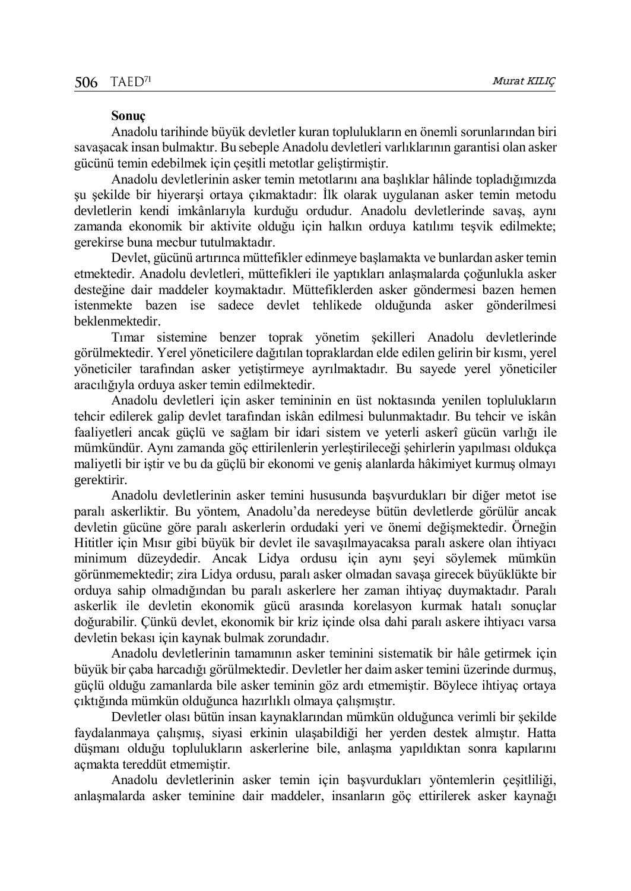**Sonuç**

Anadolu tarihinde büyük devletler kuran toplulukların en önemli sorunlarından biri savaşacak insan bulmaktır. Bu sebeple Anadolu devletleri varlıklarının garantisi olan asker gücünü temin edebilmek için çeşitli metotlar geliştirmiştir.

Anadolu devletlerinin asker temin metotlarını ana başlıklar hâlinde topladığımızda şu şekilde bir hiyerarşi ortaya çıkmaktadır: İlk olarak uygulanan asker temin metodu devletlerin kendi imkânlarıyla kurduğu ordudur. Anadolu devletlerinde savaş, aynı zamanda ekonomik bir aktivite olduğu için halkın orduya katılımı teşvik edilmekte; gerekirse buna mecbur tutulmaktadır.

Devlet, gücünü artırınca müttefikler edinmeye başlamakta ve bunlardan asker temin etmektedir. Anadolu devletleri, müttefikleri ile yaptıkları anlaşmalarda çoğunlukla asker desteğine dair maddeler koymaktadır. Müttefiklerden asker göndermesi bazen hemen istenmekte bazen ise sadece devlet tehlikede olduğunda asker gönderilmesi beklenmektedir.

Tımar sistemine benzer toprak yönetim şekilleri Anadolu devletlerinde görülmektedir. Yerel yöneticilere dağıtılan topraklardan elde edilen gelirin bir kısmı, yerel yöneticiler tarafından asker yetiştirmeye ayrılmaktadır. Bu sayede yerel yöneticiler aracılığıyla orduya asker temin edilmektedir.

Anadolu devletleri için asker temininin en üst noktasında yenilen toplulukların tehcir edilerek galip devlet tarafından iskân edilmesi bulunmaktadır. Bu tehcir ve iskân faaliyetleri ancak güçlü ve sağlam bir idari sistem ve yeterli askerî gücün varlığı ile mümkündür. Aynı zamanda göç ettirilenlerin yerleştirileceği şehirlerin yapılması oldukça maliyetli bir iştir ve bu da güçlü bir ekonomi ve geniş alanlarda hâkimiyet kurmuş olmayı gerektirir.

Anadolu devletlerinin asker temini hususunda başvurdukları bir diğer metot ise paralı askerliktir. Bu yöntem, Anadolu'da neredeyse bütün devletlerde görülür ancak devletin gücüne göre paralı askerlerin ordudaki yeri ve önemi değişmektedir. Örneğin Hititler için Mısır gibi büyük bir devlet ile savaşılmayacaksa paralı askere olan ihtiyacı minimum düzeydedir. Ancak Lidya ordusu için aynı şeyi söylemek mümkün görünmemektedir; zira Lidya ordusu, paralı asker olmadan savaşa girecek büyüklükte bir orduya sahip olmadığından bu paralı askerlere her zaman ihtiyaç duymaktadır. Paralı askerlik ile devletin ekonomik gücü arasında korelasyon kurmak hatalı sonuçlar doğurabilir. Çünkü devlet, ekonomik bir kriz içinde olsa dahi paralı askere ihtiyacı varsa devletin bekası için kaynak bulmak zorundadır.

Anadolu devletlerinin tamamının asker teminini sistematik bir hâle getirmek için büyük bir çaba harcadığı görülmektedir. Devletler her daim asker temini üzerinde durmuş, güçlü olduğu zamanlarda bile asker teminin göz ardı etmemiştir. Böylece ihtiyaç ortaya çıktığında mümkün olduğunca hazırlıklı olmaya çalışmıştır.

Devletler olası bütün insan kaynaklarından mümkün olduğunca verimli bir şekilde faydalanmaya çalışmış, siyasi erkinin ulaşabildiği her yerden destek almıştır. Hatta düşmanı olduğu toplulukların askerlerine bile, anlaşma yapıldıktan sonra kapılarını açmakta tereddüt etmemiştir.

Anadolu devletlerinin asker temin için başvurdukları yöntemlerin çeşitliliği, anlaşmalarda asker teminine dair maddeler, insanların göç ettirilerek asker kaynağı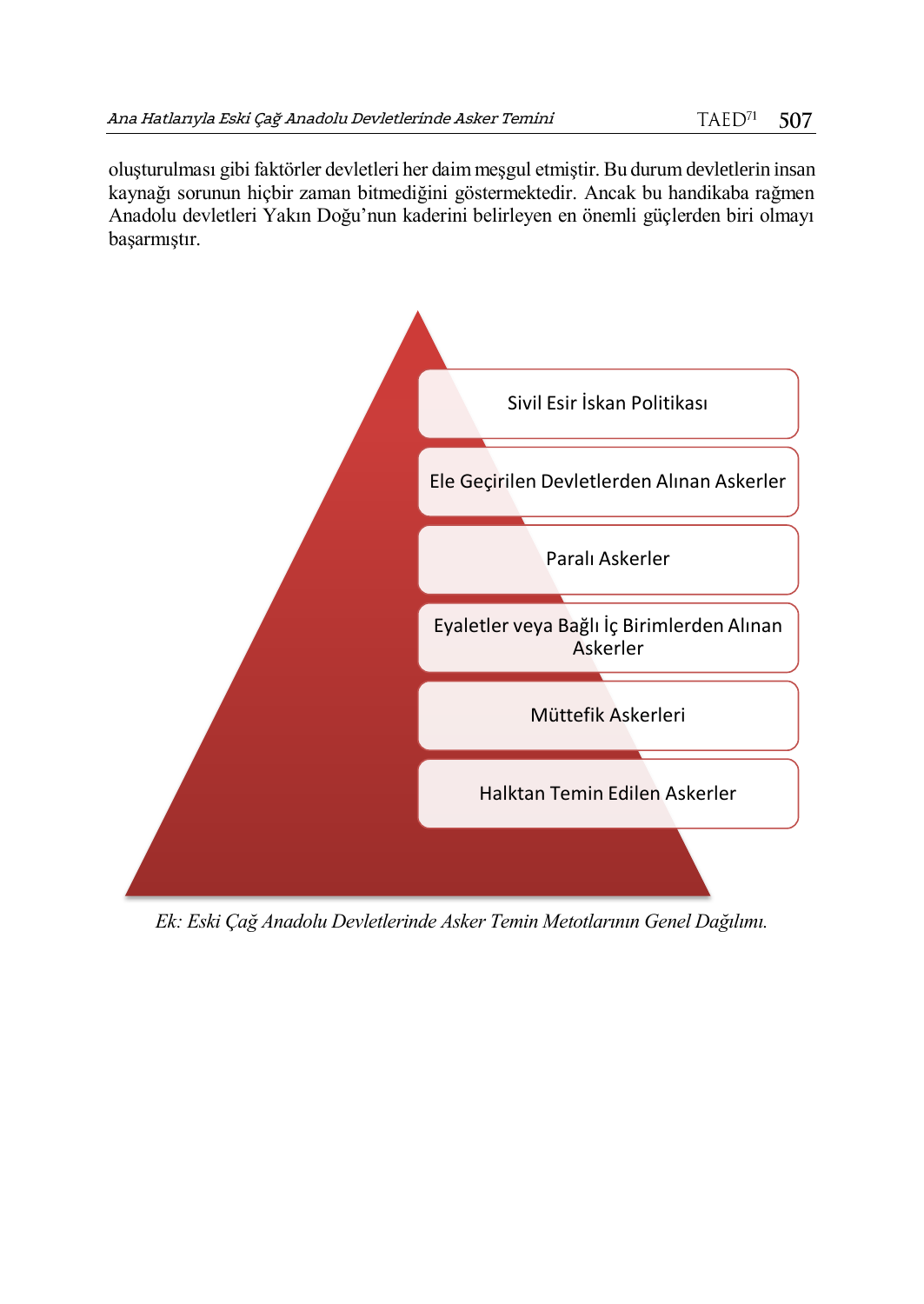oluşturulması gibi faktörler devletleri her daim meşgul etmiştir. Bu durum devletlerin insan kaynağı sorunun hiçbir zaman bitmediğini göstermektedir. Ancak bu handikaba rağmen Anadolu devletleri Yakın Doğu'nun kaderini belirleyen en önemli güçlerden biri olmayı başarmıştır.

- Sivil Esir İskan Politikası
- Ele Geçirilen Devletlerden Alınan Askerler
- Paralı Askerler
- Eyaletler veya Bağlı İç Birimlerden Alınan Askerler
- Müttefik Askerleri
- Halktan Temin Edilen Askerler

*Ek: Eski Çağ Anadolu Devletlerinde Asker Temin Metotlarının Genel Dağılımı.*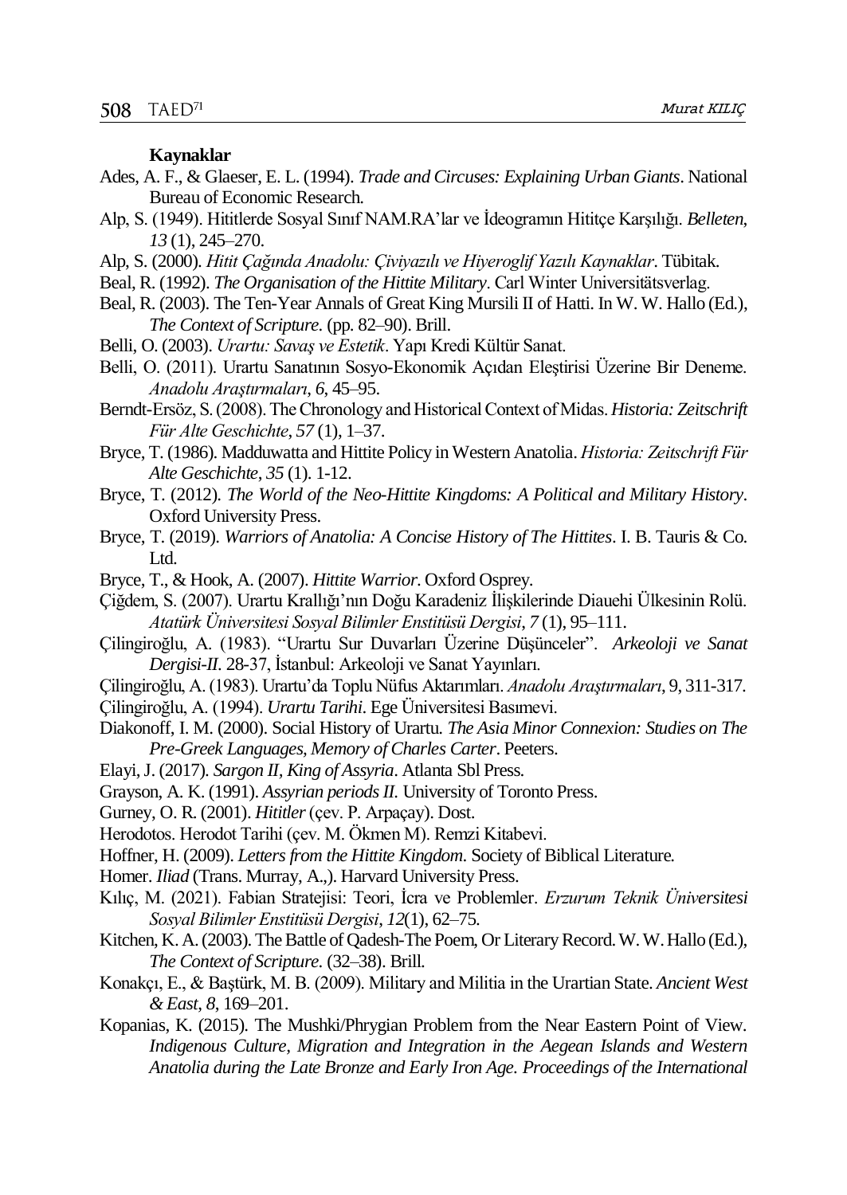**Kaynaklar**

Ades, A. F., & Glaeser, E. L. (1994). *Trade and Circuses: Explaining Urban Giants*. National Bureau of Economic Research.

Alp, S. (1949). Hititlerde Sosyal Sınıf NAM.RA'lar ve İdeogramın Hititçe Karşılığı. *Belleten*, *13* (1), 245–270.

Alp, S. (2000). *Hitit Çağında Anadolu: Çiviyazılı ve Hiyeroglif Yazılı Kaynaklar*. Tübitak.

Beal, R. (1992). *The Organisation of the Hittite Military*. Carl Winter Universitätsverlag.

Beal, R. (2003). The Ten-Year Annals of Great King Mursili II of Hatti. In W. W. Hallo (Ed.), *The Context of Scripture*. (pp. 82–90). Brill.

Belli, O. (2003). *Urartu: Savaş ve Estetik*. Yapı Kredi Kültür Sanat.

Belli, O. (2011). Urartu Sanatının Sosyo-Ekonomik Açıdan Eleştirisi Üzerine Bir Deneme. *Anadolu Araştırmaları*, *6*, 45–95.

Berndt-Ersöz, S. (2008). The Chronology and Historical Context of Midas. *Historia: Zeitschrift Für Alte Geschichte*, *57* (1), 1–37.

Bryce, T. (1986). Madduwatta and Hittite Policy in Western Anatolia. *Historia: Zeitschrift Für Alte Geschichte*, *35* (1). 1-12.

Bryce, T. (2012). *The World of the Neo-Hittite Kingdoms: A Political and Military History*. Oxford University Press.

Bryce, T. (2019). *Warriors of Anatolia: A Concise History of The Hittites*. I. B. Tauris & Co. Ltd.

Bryce, T., & Hook, A. (2007). *Hittite Warrior*. Oxford Osprey.

Çiğdem, S. (2007). Urartu Krallığı'nın Doğu Karadeniz İlişkilerinde Diauehi Ülkesinin Rolü. *Atatürk Üniversitesi Sosyal Bilimler Enstitüsü Dergisi*, *7* (1), 95–111.

Çilingiroğlu, A. (1983). "Urartu Sur Duvarları Üzerine Düşünceler". *Arkeoloji ve Sanat Dergisi-II*. 28-37, İstanbul: Arkeoloji ve Sanat Yayınları.

Çilingiroğlu, A. (1983). Urartu'da Toplu Nüfus Aktarımları. *Anadolu Araştırmaları*, 9, 311-317.

Çilingiroğlu, A. (1994). *Urartu Tarihi*. Ege Üniversitesi Basımevi.

Diakonoff, I. M. (2000). Social History of Urartu. *The Asia Minor Connexion: Studies on The Pre-Greek Languages, Memory of Charles Carter*. Peeters.

Elayi, J. (2017). *Sargon II, King of Assyria*. Atlanta Sbl Press.

Grayson, A. K. (1991). *Assyrian periods II.* University of Toronto Press.

Gurney, O. R. (2001). *Hititler* (çev. P. Arpaçay). Dost.

Herodotos. Herodot Tarihi (çev. M. Ökmen M). Remzi Kitabevi.

Hoffner, H. (2009). *Letters from the Hittite Kingdom*. Society of Biblical Literature.

Homer. *Iliad* (Trans. Murray, A.,). Harvard University Press.

Kılıç, M. (2021). Fabian Stratejisi: Teori, İcra ve Problemler. *Erzurum Teknik Üniversitesi Sosyal Bilimler Enstitüsü Dergisi*, *12*(1), 62–75.

Kitchen, K. A. (2003). The Battle of Qadesh-The Poem, Or Literary Record. W. W. Hallo (Ed.), *The Context of Scripture*. (32–38). Brill.

Konakçı, E., & Baştürk, M. B. (2009). Military and Militia in the Urartian State. *Ancient West & East*, *8*, 169–201.

Kopanias, K. (2015). The Mushki/Phrygian Problem from the Near Eastern Point of View. *Indigenous Culture, Migration and Integration in the Aegean Islands and Western Anatolia during the Late Bronze and Early Iron Age. Proceedings of the International*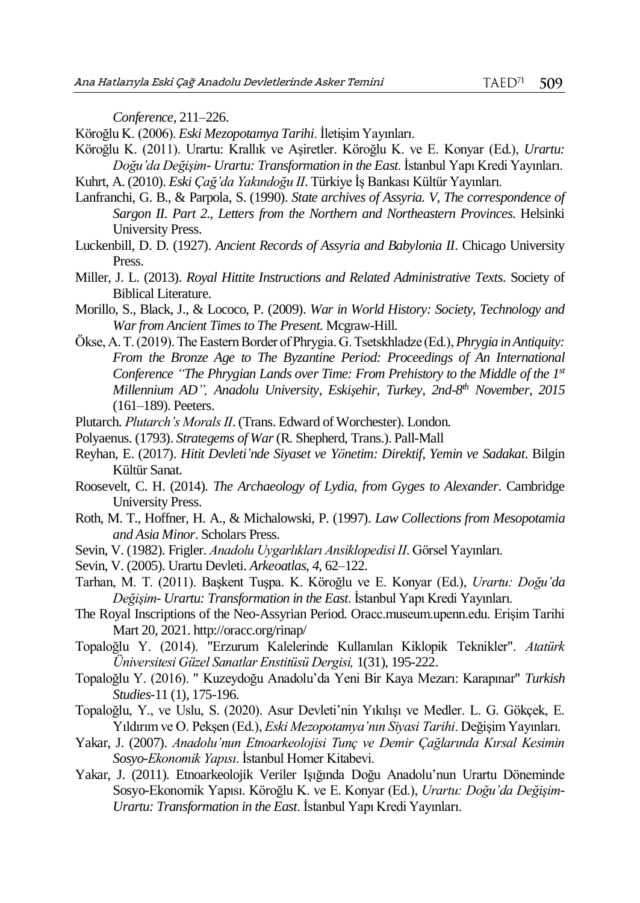*Conference*, 211–226.

Köroğlu K. (2006). *Eski Mezopotamya Tarihi*. İletişim Yayınları.

Köroğlu K. (2011). Urartu: Krallık ve Aşiretler. Köroğlu K. ve E. Konyar (Ed.), *Urartu: Doğu'da Değişim- Urartu: Transformation in the East.* İstanbul Yapı Kredi Yayınları.

Kuhrt, A. (2010). *Eski Çağ'da Yakındoğu II*. Türkiye İş Bankası Kültür Yayınları.

Lanfranchi, G. B., & Parpola, S. (1990). *State archives of Assyria. V, The correspondence of Sargon II. Part 2., Letters from the Northern and Northeastern Provinces.* Helsinki University Press.

Luckenbill, D. D. (1927). *Ancient Records of Assyria and Babylonia II*. Chicago University Press.

Miller, J. L. (2013). *Royal Hittite Instructions and Related Administrative Texts.* Society of Biblical Literature.

Morillo, S., Black, J., & Lococo, P. (2009). *War in World History: Society, Technology and War from Ancient Times to The Present.* Mcgraw-Hill.

Ökse, A. T. (2019). The Eastern Border of Phrygia. G. Tsetskhladze (Ed.), *Phrygia in Antiquity: From the Bronze Age to The Byzantine Period: Proceedings of An International Conference "The Phrygian Lands over Time: From Prehistory to the Middle of the 1st Millennium AD", Anadolu University, Eskişehir, Turkey, 2nd-8th November, 2015* (161–189). Peeters.

Plutarch. *Plutarch's Morals II*. (Trans. Edward of Worchester). London.

Polyaenus. (1793). *Strategems of War* (R. Shepherd, Trans.). Pall-Mall

Reyhan, E. (2017). *Hitit Devleti'nde Siyaset ve Yönetim: Direktif, Yemin ve Sadakat*. Bilgin Kültür Sanat.

Roosevelt, C. H. (2014). *The Archaeology of Lydia, from Gyges to Alexander*. Cambridge University Press.

Roth, M. T., Hoffner, H. A., & Michalowski, P. (1997). *Law Collections from Mesopotamia and Asia Minor*. Scholars Press.

Sevin, V. (1982). Frigler. *Anadolu Uygarlıkları Ansiklopedisi II*. Görsel Yayınları.

Sevin, V. (2005). Urartu Devleti. *Arkeoatlas*, *4*, 62–122.

Tarhan, M. T. (2011). Başkent Tuşpa. K. Köroğlu ve E. Konyar (Ed.), *Urartu: Doğu'da Değişim- Urartu: Transformation in the East*. İstanbul Yapı Kredi Yayınları.

The Royal Inscriptions of the Neo-Assyrian Period. Oracc.museum.upenn.edu. Erişim Tarihi Mart 20, 2021. http://oracc.org/rinap/

Topaloğlu Y. (2014). "Erzurum Kalelerinde Kullanılan Kiklopik Teknikler". *Atatürk Üniversitesi Güzel Sanatlar Enstitüsü Dergisi,* 1(31), 195-222.

Topaloğlu Y. (2016). " Kuzeydoğu Anadolu'da Yeni Bir Kaya Mezarı: Karapınar" *Turkish Studies*-11 (1), 175-196.

Topaloğlu, Y., ve Uslu, S. (2020). Asur Devleti'nin Yıkılışı ve Medler. L. G. Gökçek, E. Yıldırım ve O. Pekşen (Ed.), *Eski Mezopotamya'nın Siyasi Tarihi*. Değişim Yayınları.

Yakar, J. (2007). *Anadolu'nun Etnoarkeolojisi Tunç ve Demir Çağlarında Kırsal Kesimin Sosyo-Ekonomik Yapısı*. İstanbul Homer Kitabevi.

Yakar, J. (2011). Etnoarkeolojik Veriler Işığında Doğu Anadolu'nun Urartu Döneminde Sosyo-Ekonomik Yapısı. Köroğlu K. ve E. Konyar (Ed.), *Urartu: Doğu'da Değişim- Urartu: Transformation in the East*. İstanbul Yapı Kredi Yayınları.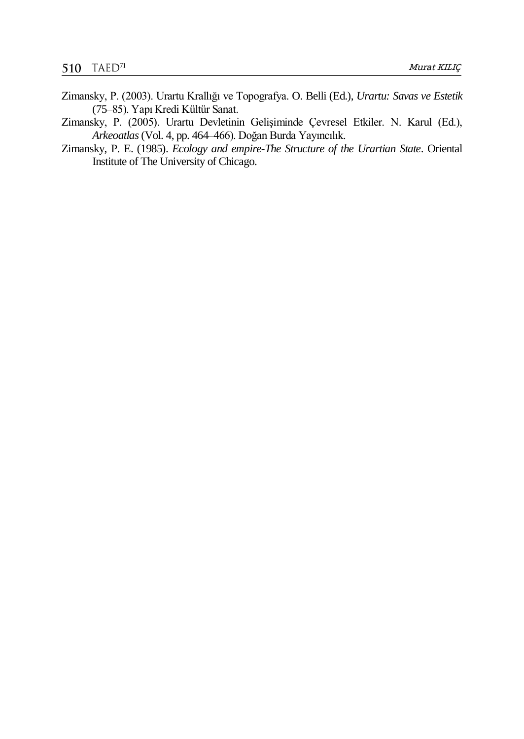Zimansky, P. (2003). Urartu Krallığı ve Topografya. O. Belli (Ed.), *Urartu: Savas ve Estetik* (75–85). Yapı Kredi Kültür Sanat.

Zimansky, P. (2005). Urartu Devletinin Gelişiminde Çevresel Etkiler. N. Karul (Ed.), *Arkeoatlas* (Vol. 4, pp. 464–466). Doğan Burda Yayıncılık.

Zimansky, P. E. (1985). *Ecology and empire-The Structure of the Urartian State*. Oriental Institute of The University of Chicago.